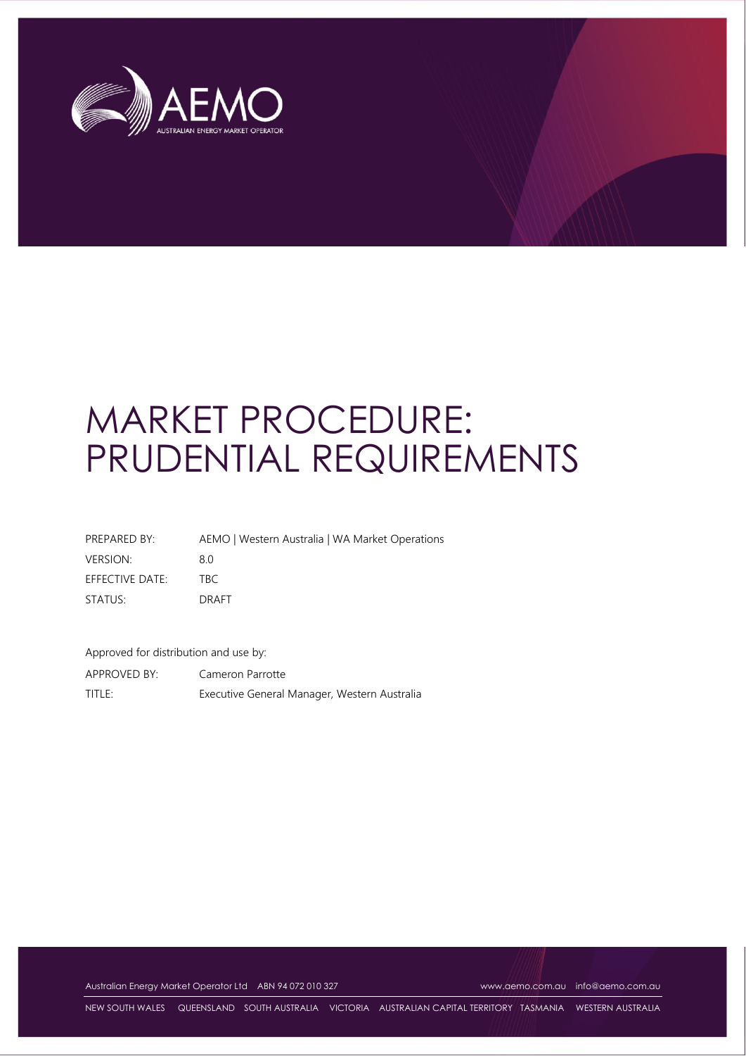# MARKET PROCEDURE: PRUDENTIAL REQUIREMENTS

| | |
|---|---|
| PREPARED BY: | AEMO \| Western Australia \| WA Market Operations |
| VERSION: | 8.0 |
| EFFECTIVE DATE: | TBC |
| STATUS: | DRAFT |

Approved for distribution and use by:

| | |
|---|---|
| APPROVED BY: | Cameron Parrotte |
| TITLE: | Executive General Manager, Western Australia |

Australian Energy Market Operator Ltd ABN 94 072 010 327 www.aemo.com.au info@aemo.com.au

NEW SOUTH WALES QUEENSLAND SOUTH AUSTRALIA VICTORIA AUSTRALIAN CAPITAL TERRITORY TASMANIA WESTERN AUSTRALIA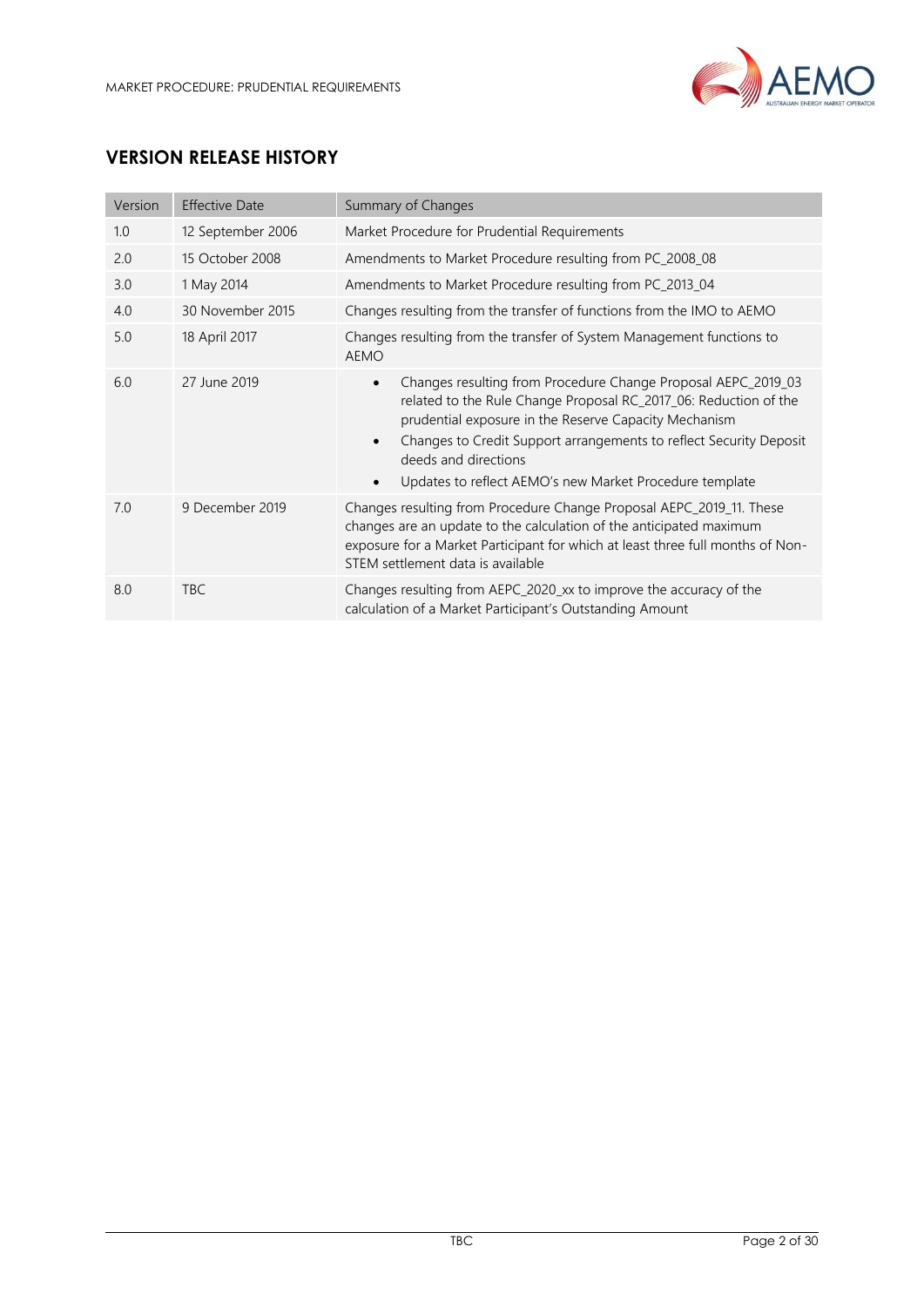## VERSION RELEASE HISTORY

| Version | Effective Date | Summary of Changes |
|---|---|---|
| 1.0 | 12 September 2006 | Market Procedure for Prudential Requirements |
| 2.0 | 15 October 2008 | Amendments to Market Procedure resulting from PC_2008_08 |
| 3.0 | 1 May 2014 | Amendments to Market Procedure resulting from PC_2013_04 |
| 4.0 | 30 November 2015 | Changes resulting from the transfer of functions from the IMO to AEMO |
| 5.0 | 18 April 2017 | Changes resulting from the transfer of System Management functions to AEMO |
| 6.0 | 27 June 2019 | • Changes resulting from Procedure Change Proposal AEPC_2019_03 related to the Rule Change Proposal RC_2017_06: Reduction of the prudential exposure in the Reserve Capacity Mechanism<br>• Changes to Credit Support arrangements to reflect Security Deposit deeds and directions<br>• Updates to reflect AEMO's new Market Procedure template |
| 7.0 | 9 December 2019 | Changes resulting from Procedure Change Proposal AEPC_2019_11. These changes are an update to the calculation of the anticipated maximum exposure for a Market Participant for which at least three full months of Non-STEM settlement data is available |
| 8.0 | TBC | Changes resulting from AEPC_2020_xx to improve the accuracy of the calculation of a Market Participant's Outstanding Amount |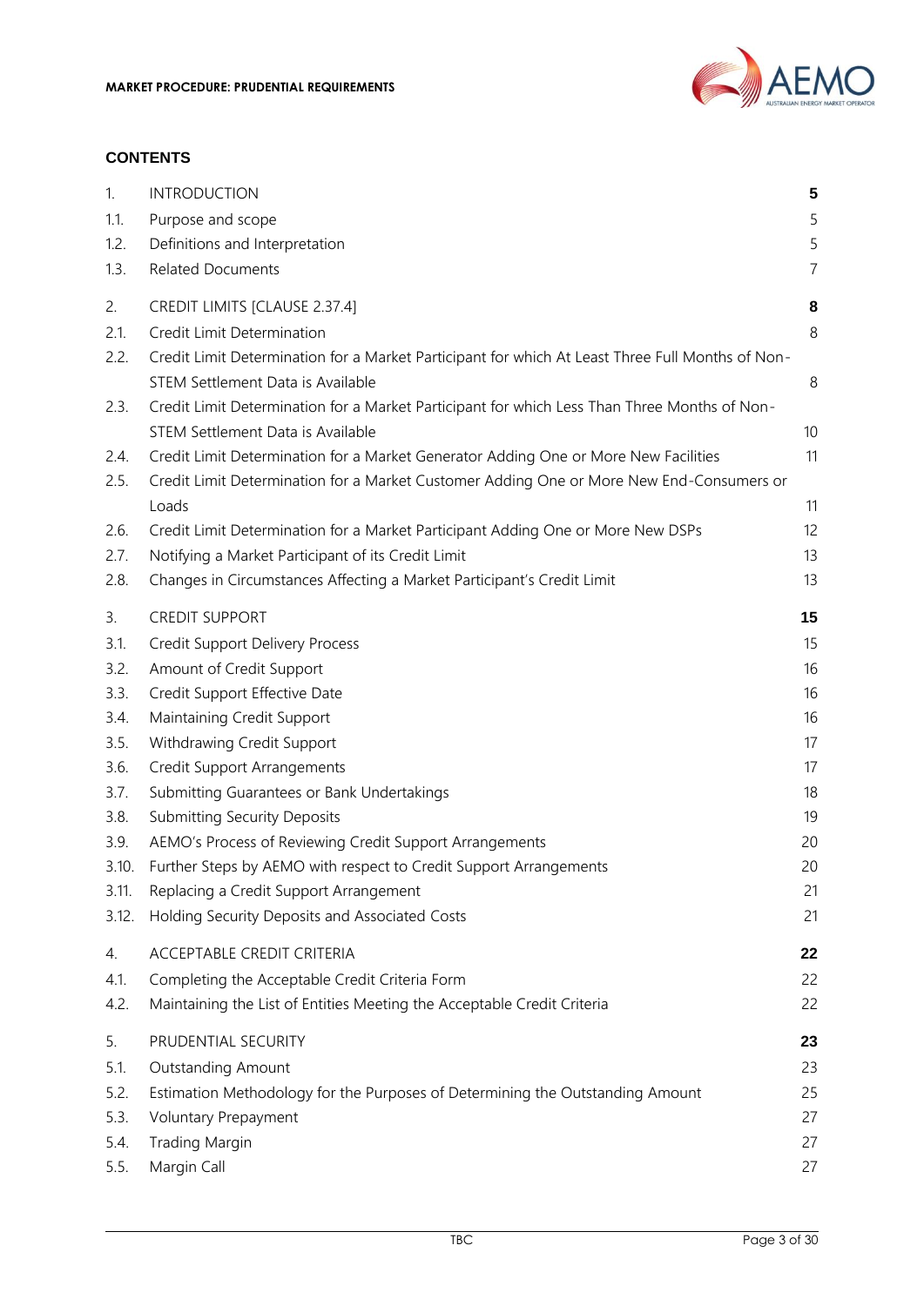## CONTENTS

| | | |
|---|---|---|
| 1. | INTRODUCTION | **5** |
| 1.1. | Purpose and scope | 5 |
| 1.2. | Definitions and Interpretation | 5 |
| 1.3. | Related Documents | 7 |
| 2. | CREDIT LIMITS [CLAUSE 2.37.4] | **8** |
| 2.1. | Credit Limit Determination | 8 |
| 2.2. | Credit Limit Determination for a Market Participant for which At Least Three Full Months of Non-STEM Settlement Data is Available | 8 |
| 2.3. | Credit Limit Determination for a Market Participant for which Less Than Three Months of Non-STEM Settlement Data is Available | 10 |
| 2.4. | Credit Limit Determination for a Market Generator Adding One or More New Facilities | 11 |
| 2.5. | Credit Limit Determination for a Market Customer Adding One or More New End-Consumers or Loads | 11 |
| 2.6. | Credit Limit Determination for a Market Participant Adding One or More New DSPs | 12 |
| 2.7. | Notifying a Market Participant of its Credit Limit | 13 |
| 2.8. | Changes in Circumstances Affecting a Market Participant's Credit Limit | 13 |
| 3. | CREDIT SUPPORT | **15** |
| 3.1. | Credit Support Delivery Process | 15 |
| 3.2. | Amount of Credit Support | 16 |
| 3.3. | Credit Support Effective Date | 16 |
| 3.4. | Maintaining Credit Support | 16 |
| 3.5. | Withdrawing Credit Support | 17 |
| 3.6. | Credit Support Arrangements | 17 |
| 3.7. | Submitting Guarantees or Bank Undertakings | 18 |
| 3.8. | Submitting Security Deposits | 19 |
| 3.9. | AEMO's Process of Reviewing Credit Support Arrangements | 20 |
| 3.10. | Further Steps by AEMO with respect to Credit Support Arrangements | 20 |
| 3.11. | Replacing a Credit Support Arrangement | 21 |
| 3.12. | Holding Security Deposits and Associated Costs | 21 |
| 4. | ACCEPTABLE CREDIT CRITERIA | **22** |
| 4.1. | Completing the Acceptable Credit Criteria Form | 22 |
| 4.2. | Maintaining the List of Entities Meeting the Acceptable Credit Criteria | 22 |
| 5. | PRUDENTIAL SECURITY | **23** |
| 5.1. | Outstanding Amount | 23 |
| 5.2. | Estimation Methodology for the Purposes of Determining the Outstanding Amount | 25 |
| 5.3. | Voluntary Prepayment | 27 |
| 5.4. | Trading Margin | 27 |
| 5.5. | Margin Call | 27 |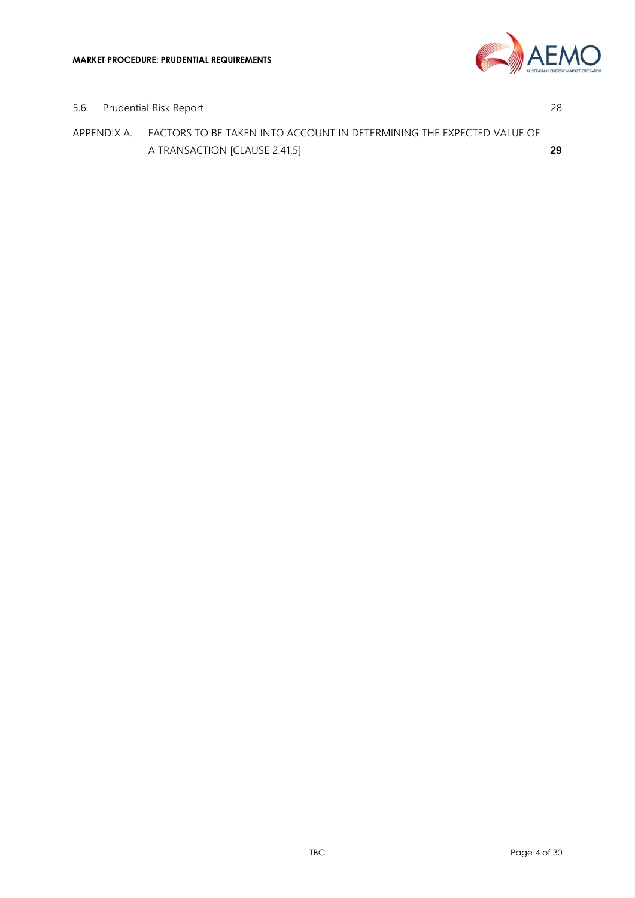5.6. Prudential Risk Report 28

APPENDIX A. FACTORS TO BE TAKEN INTO ACCOUNT IN DETERMINING THE EXPECTED VALUE OF A TRANSACTION [CLAUSE 2.41.5] **29**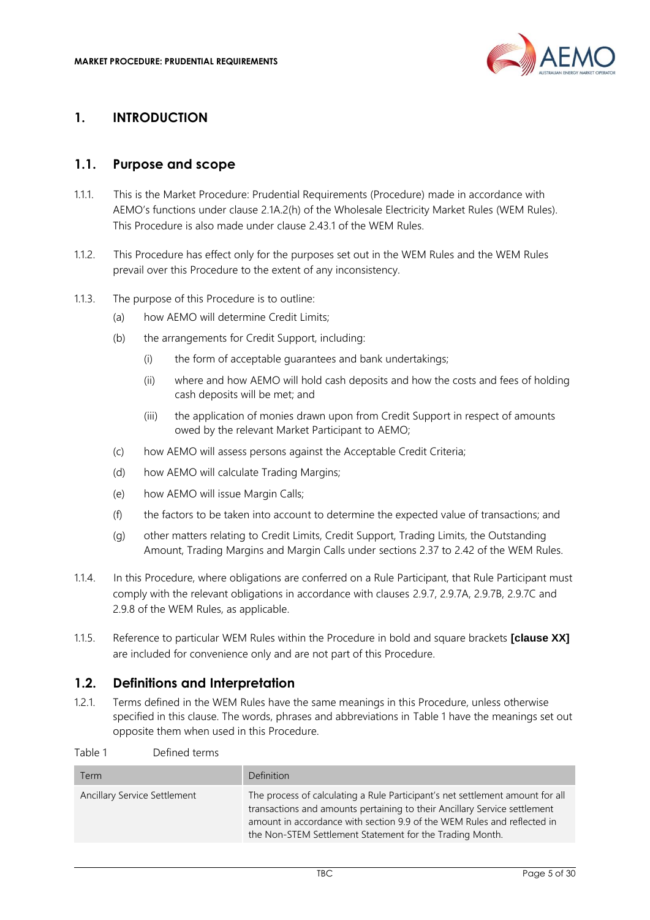# 1. INTRODUCTION

## 1.1. Purpose and scope

1.1.1. This is the Market Procedure: Prudential Requirements (Procedure) made in accordance with AEMO's functions under clause 2.1A.2(h) of the Wholesale Electricity Market Rules (WEM Rules). This Procedure is also made under clause 2.43.1 of the WEM Rules.

1.1.2. This Procedure has effect only for the purposes set out in the WEM Rules and the WEM Rules prevail over this Procedure to the extent of any inconsistency.

1.1.3. The purpose of this Procedure is to outline:

(a) how AEMO will determine Credit Limits;

(b) the arrangements for Credit Support, including:

(i) the form of acceptable guarantees and bank undertakings;

(ii) where and how AEMO will hold cash deposits and how the costs and fees of holding cash deposits will be met; and

(iii) the application of monies drawn upon from Credit Support in respect of amounts owed by the relevant Market Participant to AEMO;

(c) how AEMO will assess persons against the Acceptable Credit Criteria;

(d) how AEMO will calculate Trading Margins;

(e) how AEMO will issue Margin Calls;

(f) the factors to be taken into account to determine the expected value of transactions; and

(g) other matters relating to Credit Limits, Credit Support, Trading Limits, the Outstanding Amount, Trading Margins and Margin Calls under sections 2.37 to 2.42 of the WEM Rules.

1.1.4. In this Procedure, where obligations are conferred on a Rule Participant, that Rule Participant must comply with the relevant obligations in accordance with clauses 2.9.7, 2.9.7A, 2.9.7B, 2.9.7C and 2.9.8 of the WEM Rules, as applicable.

1.1.5. Reference to particular WEM Rules within the Procedure in bold and square brackets **[clause XX]** are included for convenience only and are not part of this Procedure.

## 1.2. Definitions and Interpretation

1.2.1. Terms defined in the WEM Rules have the same meanings in this Procedure, unless otherwise specified in this clause. The words, phrases and abbreviations in Table 1 have the meanings set out opposite them when used in this Procedure.

Table 1 Defined terms

| Term | Definition |
|---|---|
| Ancillary Service Settlement | The process of calculating a Rule Participant's net settlement amount for all transactions and amounts pertaining to their Ancillary Service settlement amount in accordance with section 9.9 of the WEM Rules and reflected in the Non-STEM Settlement Statement for the Trading Month. |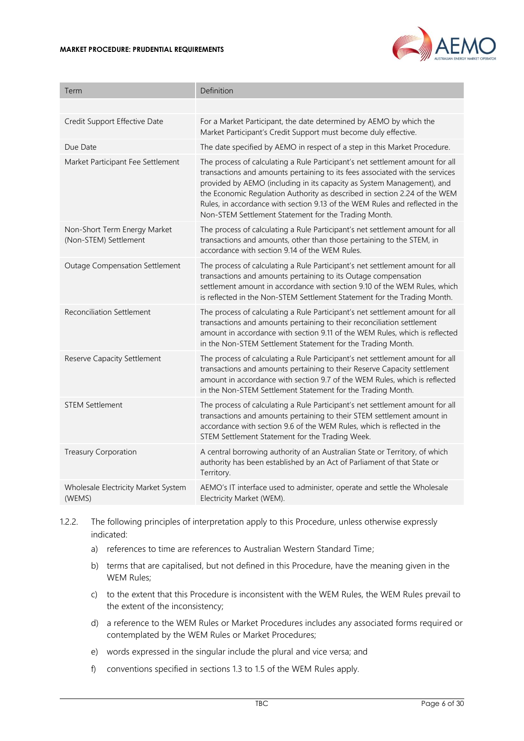| Term | Definition |
| --- | --- |
| | |
| Credit Support Effective Date | For a Market Participant, the date determined by AEMO by which the Market Participant's Credit Support must become duly effective. |
| Due Date | The date specified by AEMO in respect of a step in this Market Procedure. |
| Market Participant Fee Settlement | The process of calculating a Rule Participant's net settlement amount for all transactions and amounts pertaining to its fees associated with the services provided by AEMO (including in its capacity as System Management), and the Economic Regulation Authority as described in section 2.24 of the WEM Rules, in accordance with section 9.13 of the WEM Rules and reflected in the Non-STEM Settlement Statement for the Trading Month. |
| Non-Short Term Energy Market (Non-STEM) Settlement | The process of calculating a Rule Participant's net settlement amount for all transactions and amounts, other than those pertaining to the STEM, in accordance with section 9.14 of the WEM Rules. |
| Outage Compensation Settlement | The process of calculating a Rule Participant's net settlement amount for all transactions and amounts pertaining to its Outage compensation settlement amount in accordance with section 9.10 of the WEM Rules, which is reflected in the Non-STEM Settlement Statement for the Trading Month. |
| Reconciliation Settlement | The process of calculating a Rule Participant's net settlement amount for all transactions and amounts pertaining to their reconciliation settlement amount in accordance with section 9.11 of the WEM Rules, which is reflected in the Non-STEM Settlement Statement for the Trading Month. |
| Reserve Capacity Settlement | The process of calculating a Rule Participant's net settlement amount for all transactions and amounts pertaining to their Reserve Capacity settlement amount in accordance with section 9.7 of the WEM Rules, which is reflected in the Non-STEM Settlement Statement for the Trading Month. |
| STEM Settlement | The process of calculating a Rule Participant's net settlement amount for all transactions and amounts pertaining to their STEM settlement amount in accordance with section 9.6 of the WEM Rules, which is reflected in the STEM Settlement Statement for the Trading Week. |
| Treasury Corporation | A central borrowing authority of an Australian State or Territory, of which authority has been established by an Act of Parliament of that State or Territory. |
| Wholesale Electricity Market System (WEMS) | AEMO's IT interface used to administer, operate and settle the Wholesale Electricity Market (WEM). |

1.2.2. The following principles of interpretation apply to this Procedure, unless otherwise expressly indicated:

a) references to time are references to Australian Western Standard Time;

b) terms that are capitalised, but not defined in this Procedure, have the meaning given in the WEM Rules;

c) to the extent that this Procedure is inconsistent with the WEM Rules, the WEM Rules prevail to the extent of the inconsistency;

d) a reference to the WEM Rules or Market Procedures includes any associated forms required or contemplated by the WEM Rules or Market Procedures;

e) words expressed in the singular include the plural and vice versa; and

f) conventions specified in sections 1.3 to 1.5 of the WEM Rules apply.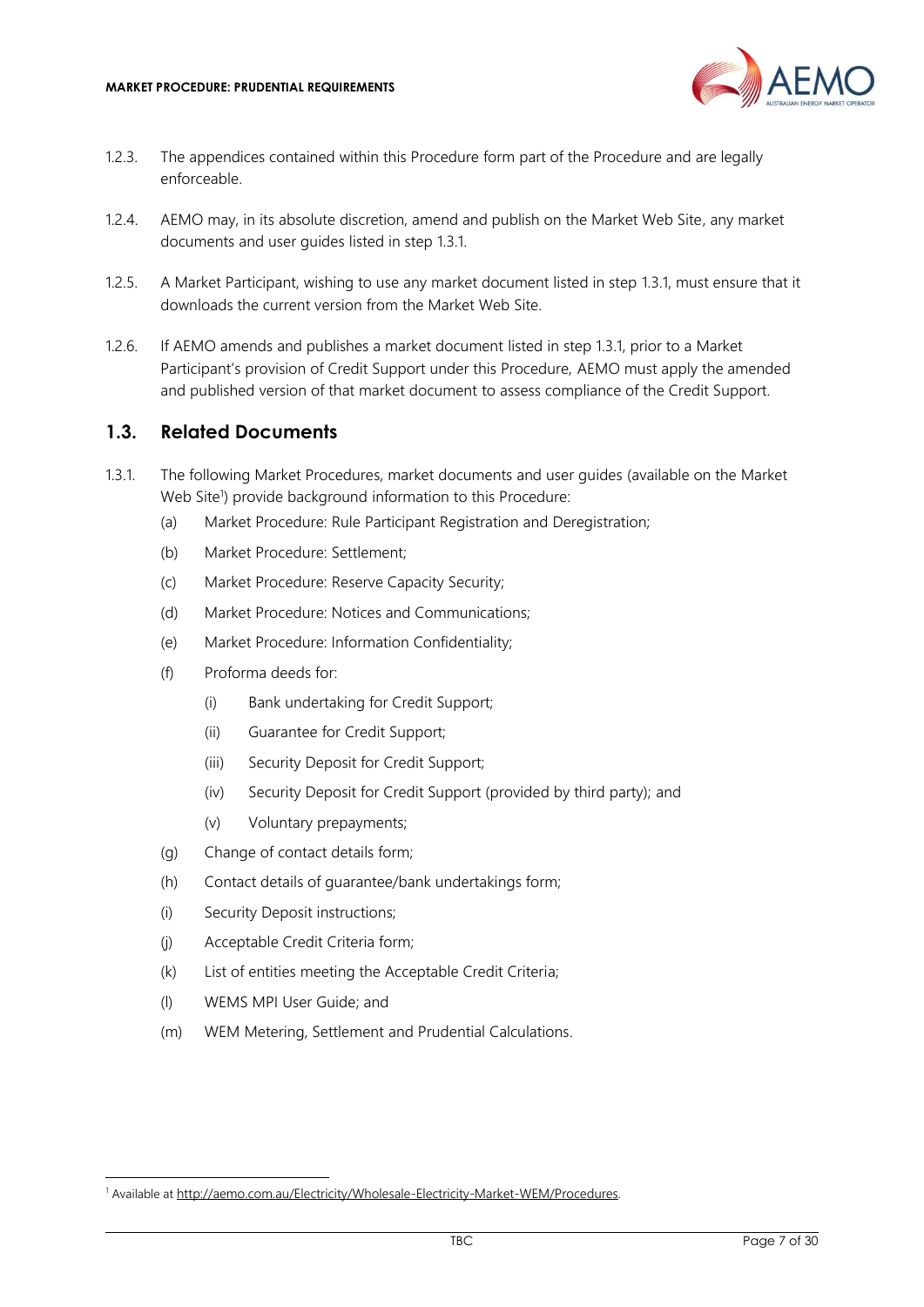1.2.3. The appendices contained within this Procedure form part of the Procedure and are legally enforceable.

1.2.4. AEMO may, in its absolute discretion, amend and publish on the Market Web Site, any market documents and user guides listed in step 1.3.1.

1.2.5. A Market Participant, wishing to use any market document listed in step 1.3.1, must ensure that it downloads the current version from the Market Web Site.

1.2.6. If AEMO amends and publishes a market document listed in step 1.3.1, prior to a Market Participant's provision of Credit Support under this Procedure, AEMO must apply the amended and published version of that market document to assess compliance of the Credit Support.

## 1.3. Related Documents

1.3.1. The following Market Procedures, market documents and user guides (available on the Market Web Site[1]) provide background information to this Procedure:

- (a) Market Procedure: Rule Participant Registration and Deregistration;
- (b) Market Procedure: Settlement;
- (c) Market Procedure: Reserve Capacity Security;
- (d) Market Procedure: Notices and Communications;
- (e) Market Procedure: Information Confidentiality;
- (f) Proforma deeds for:
  - (i) Bank undertaking for Credit Support;
  - (ii) Guarantee for Credit Support;
  - (iii) Security Deposit for Credit Support;
  - (iv) Security Deposit for Credit Support (provided by third party); and
  - (v) Voluntary prepayments;
- (g) Change of contact details form;
- (h) Contact details of guarantee/bank undertakings form;
- (i) Security Deposit instructions;
- (j) Acceptable Credit Criteria form;
- (k) List of entities meeting the Acceptable Credit Criteria;
- (l) WEMS MPI User Guide; and
- (m) WEM Metering, Settlement and Prudential Calculations.

[1] Available at http://aemo.com.au/Electricity/Wholesale-Electricity-Market-WEM/Procedures.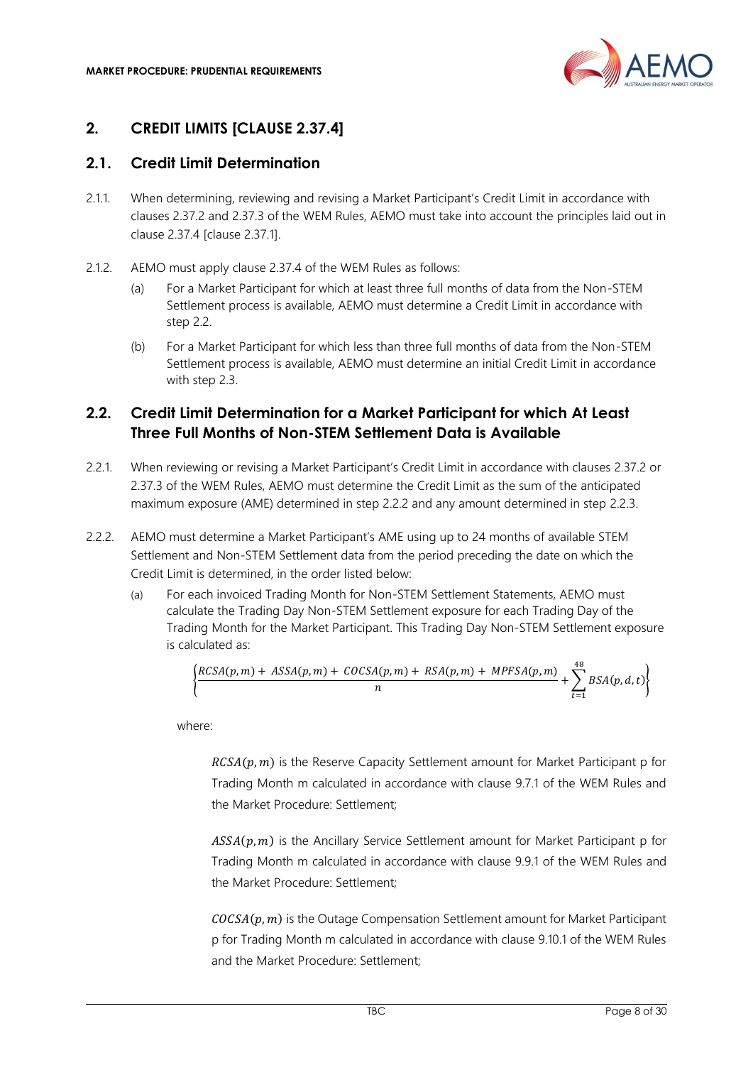## 2. CREDIT LIMITS [CLAUSE 2.37.4]

### 2.1. Credit Limit Determination

2.1.1. When determining, reviewing and revising a Market Participant's Credit Limit in accordance with clauses 2.37.2 and 2.37.3 of the WEM Rules, AEMO must take into account the principles laid out in clause 2.37.4 [clause 2.37.1].

2.1.2. AEMO must apply clause 2.37.4 of the WEM Rules as follows:

(a) For a Market Participant for which at least three full months of data from the Non-STEM Settlement process is available, AEMO must determine a Credit Limit in accordance with step 2.2.

(b) For a Market Participant for which less than three full months of data from the Non-STEM Settlement process is available, AEMO must determine an initial Credit Limit in accordance with step 2.3.

### 2.2. Credit Limit Determination for a Market Participant for which At Least Three Full Months of Non-STEM Settlement Data is Available

2.2.1. When reviewing or revising a Market Participant's Credit Limit in accordance with clauses 2.37.2 or 2.37.3 of the WEM Rules, AEMO must determine the Credit Limit as the sum of the anticipated maximum exposure (AME) determined in step 2.2.2 and any amount determined in step 2.2.3.

2.2.2. AEMO must determine a Market Participant's AME using up to 24 months of available STEM Settlement and Non-STEM Settlement data from the period preceding the date on which the Credit Limit is determined, in the order listed below:

(a) For each invoiced Trading Month for Non-STEM Settlement Statements, AEMO must calculate the Trading Day Non-STEM Settlement exposure for each Trading Day of the Trading Month for the Market Participant. This Trading Day Non-STEM Settlement exposure is calculated as:

$$\left\{\frac{RCSA(p,m) + ASSA(p,m) + COCSA(p,m) + RSA(p,m) + MPFSA(p,m)}{n} + \sum_{t=1}^{48} BSA(p,d,t)\right\}$$

where:

$RCSA(p,m)$ is the Reserve Capacity Settlement amount for Market Participant p for Trading Month m calculated in accordance with clause 9.7.1 of the WEM Rules and the Market Procedure: Settlement;

$ASSA(p,m)$ is the Ancillary Service Settlement amount for Market Participant p for Trading Month m calculated in accordance with clause 9.9.1 of the WEM Rules and the Market Procedure: Settlement;

$COCSA(p,m)$ is the Outage Compensation Settlement amount for Market Participant p for Trading Month m calculated in accordance with clause 9.10.1 of the WEM Rules and the Market Procedure: Settlement;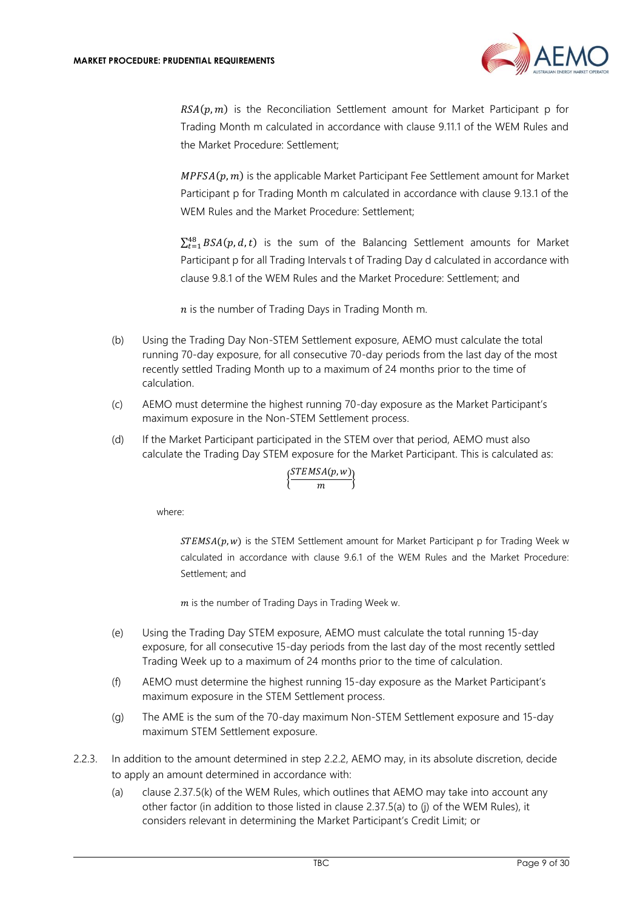$RSA(p, m)$ is the Reconciliation Settlement amount for Market Participant p for Trading Month m calculated in accordance with clause 9.11.1 of the WEM Rules and the Market Procedure: Settlement;

$MPFSA(p, m)$ is the applicable Market Participant Fee Settlement amount for Market Participant p for Trading Month m calculated in accordance with clause 9.13.1 of the WEM Rules and the Market Procedure: Settlement;

$\sum_{t=1}^{48} BSA(p, d, t)$ is the sum of the Balancing Settlement amounts for Market Participant p for all Trading Intervals t of Trading Day d calculated in accordance with clause 9.8.1 of the WEM Rules and the Market Procedure: Settlement; and

$n$ is the number of Trading Days in Trading Month m.

(b) Using the Trading Day Non-STEM Settlement exposure, AEMO must calculate the total running 70-day exposure, for all consecutive 70-day periods from the last day of the most recently settled Trading Month up to a maximum of 24 months prior to the time of calculation.

(c) AEMO must determine the highest running 70-day exposure as the Market Participant's maximum exposure in the Non-STEM Settlement process.

(d) If the Market Participant participated in the STEM over that period, AEMO must also calculate the Trading Day STEM exposure for the Market Participant. This is calculated as:

$$\left\{\frac{STEMSA(p, w)}{m}\right\}$$

where:

$STEMSA(p, w)$ is the STEM Settlement amount for Market Participant p for Trading Week w calculated in accordance with clause 9.6.1 of the WEM Rules and the Market Procedure: Settlement; and

$m$ is the number of Trading Days in Trading Week w.

(e) Using the Trading Day STEM exposure, AEMO must calculate the total running 15-day exposure, for all consecutive 15-day periods from the last day of the most recently settled Trading Week up to a maximum of 24 months prior to the time of calculation.

(f) AEMO must determine the highest running 15-day exposure as the Market Participant's maximum exposure in the STEM Settlement process.

(g) The AME is the sum of the 70-day maximum Non-STEM Settlement exposure and 15-day maximum STEM Settlement exposure.

2.2.3. In addition to the amount determined in step 2.2.2, AEMO may, in its absolute discretion, decide to apply an amount determined in accordance with:

(a) clause 2.37.5(k) of the WEM Rules, which outlines that AEMO may take into account any other factor (in addition to those listed in clause 2.37.5(a) to (j) of the WEM Rules), it considers relevant in determining the Market Participant's Credit Limit; or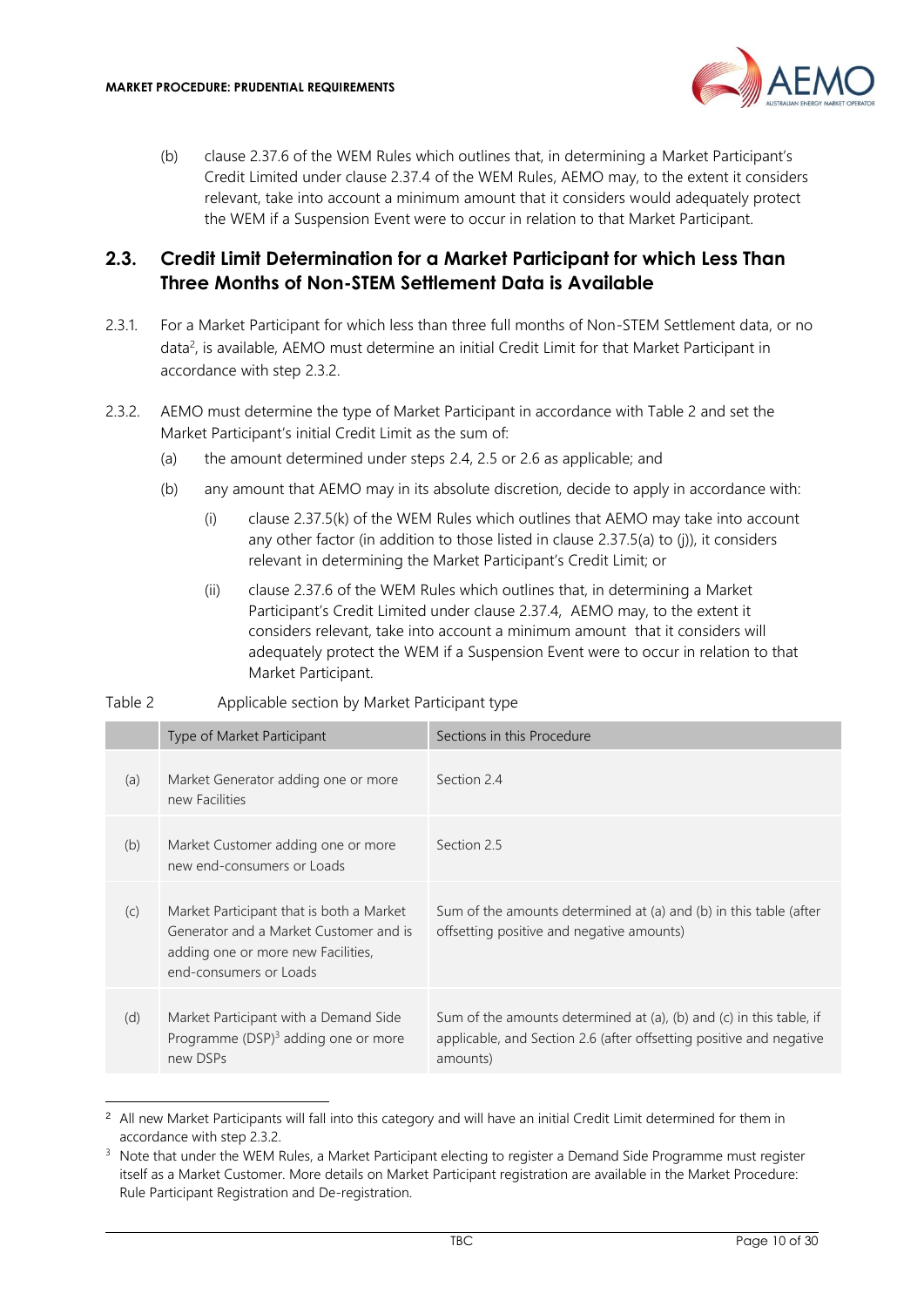(b) clause 2.37.6 of the WEM Rules which outlines that, in determining a Market Participant's Credit Limited under clause 2.37.4 of the WEM Rules, AEMO may, to the extent it considers relevant, take into account a minimum amount that it considers would adequately protect the WEM if a Suspension Event were to occur in relation to that Market Participant.

## 2.3. Credit Limit Determination for a Market Participant for which Less Than Three Months of Non-STEM Settlement Data is Available

2.3.1. For a Market Participant for which less than three full months of Non-STEM Settlement data, or no data[2], is available, AEMO must determine an initial Credit Limit for that Market Participant in accordance with step 2.3.2.

2.3.2. AEMO must determine the type of Market Participant in accordance with Table 2 and set the Market Participant's initial Credit Limit as the sum of:

(a) the amount determined under steps 2.4, 2.5 or 2.6 as applicable; and

(b) any amount that AEMO may in its absolute discretion, decide to apply in accordance with:

(i) clause 2.37.5(k) of the WEM Rules which outlines that AEMO may take into account any other factor (in addition to those listed in clause 2.37.5(a) to (j)), it considers relevant in determining the Market Participant's Credit Limit; or

(ii) clause 2.37.6 of the WEM Rules which outlines that, in determining a Market Participant's Credit Limited under clause 2.37.4, AEMO may, to the extent it considers relevant, take into account a minimum amount that it considers will adequately protect the WEM if a Suspension Event were to occur in relation to that Market Participant.

Table 2 Applicable section by Market Participant type

| | Type of Market Participant | Sections in this Procedure |
|---|---|---|
| (a) | Market Generator adding one or more new Facilities | Section 2.4 |
| (b) | Market Customer adding one or more new end-consumers or Loads | Section 2.5 |
| (c) | Market Participant that is both a Market Generator and a Market Customer and is adding one or more new Facilities, end-consumers or Loads | Sum of the amounts determined at (a) and (b) in this table (after offsetting positive and negative amounts) |
| (d) | Market Participant with a Demand Side Programme (DSP)[3] adding one or more new DSPs | Sum of the amounts determined at (a), (b) and (c) in this table, if applicable, and Section 2.6 (after offsetting positive and negative amounts) |

[2] All new Market Participants will fall into this category and will have an initial Credit Limit determined for them in accordance with step 2.3.2.

[3] Note that under the WEM Rules, a Market Participant electing to register a Demand Side Programme must register itself as a Market Customer. More details on Market Participant registration are available in the Market Procedure: Rule Participant Registration and De-registration.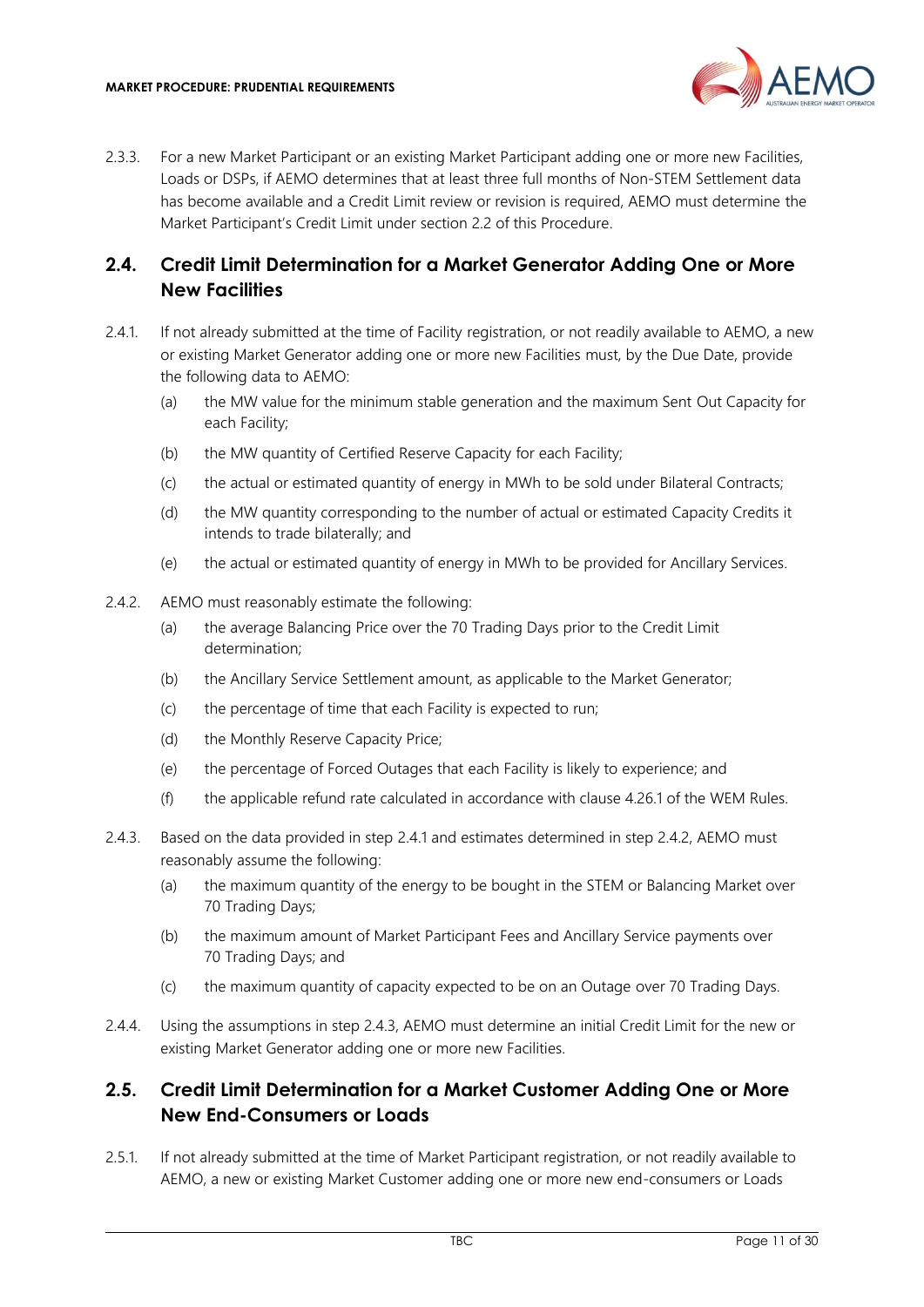2.3.3. For a new Market Participant or an existing Market Participant adding one or more new Facilities, Loads or DSPs, if AEMO determines that at least three full months of Non-STEM Settlement data has become available and a Credit Limit review or revision is required, AEMO must determine the Market Participant's Credit Limit under section 2.2 of this Procedure.

## 2.4. Credit Limit Determination for a Market Generator Adding One or More New Facilities

2.4.1. If not already submitted at the time of Facility registration, or not readily available to AEMO, a new or existing Market Generator adding one or more new Facilities must, by the Due Date, provide the following data to AEMO:

(a) the MW value for the minimum stable generation and the maximum Sent Out Capacity for each Facility;

(b) the MW quantity of Certified Reserve Capacity for each Facility;

(c) the actual or estimated quantity of energy in MWh to be sold under Bilateral Contracts;

(d) the MW quantity corresponding to the number of actual or estimated Capacity Credits it intends to trade bilaterally; and

(e) the actual or estimated quantity of energy in MWh to be provided for Ancillary Services.

2.4.2. AEMO must reasonably estimate the following:

(a) the average Balancing Price over the 70 Trading Days prior to the Credit Limit determination;

(b) the Ancillary Service Settlement amount, as applicable to the Market Generator;

(c) the percentage of time that each Facility is expected to run;

(d) the Monthly Reserve Capacity Price;

(e) the percentage of Forced Outages that each Facility is likely to experience; and

(f) the applicable refund rate calculated in accordance with clause 4.26.1 of the WEM Rules.

2.4.3. Based on the data provided in step 2.4.1 and estimates determined in step 2.4.2, AEMO must reasonably assume the following:

(a) the maximum quantity of the energy to be bought in the STEM or Balancing Market over 70 Trading Days;

(b) the maximum amount of Market Participant Fees and Ancillary Service payments over 70 Trading Days; and

(c) the maximum quantity of capacity expected to be on an Outage over 70 Trading Days.

2.4.4. Using the assumptions in step 2.4.3, AEMO must determine an initial Credit Limit for the new or existing Market Generator adding one or more new Facilities.

## 2.5. Credit Limit Determination for a Market Customer Adding One or More New End-Consumers or Loads

2.5.1. If not already submitted at the time of Market Participant registration, or not readily available to AEMO, a new or existing Market Customer adding one or more new end-consumers or Loads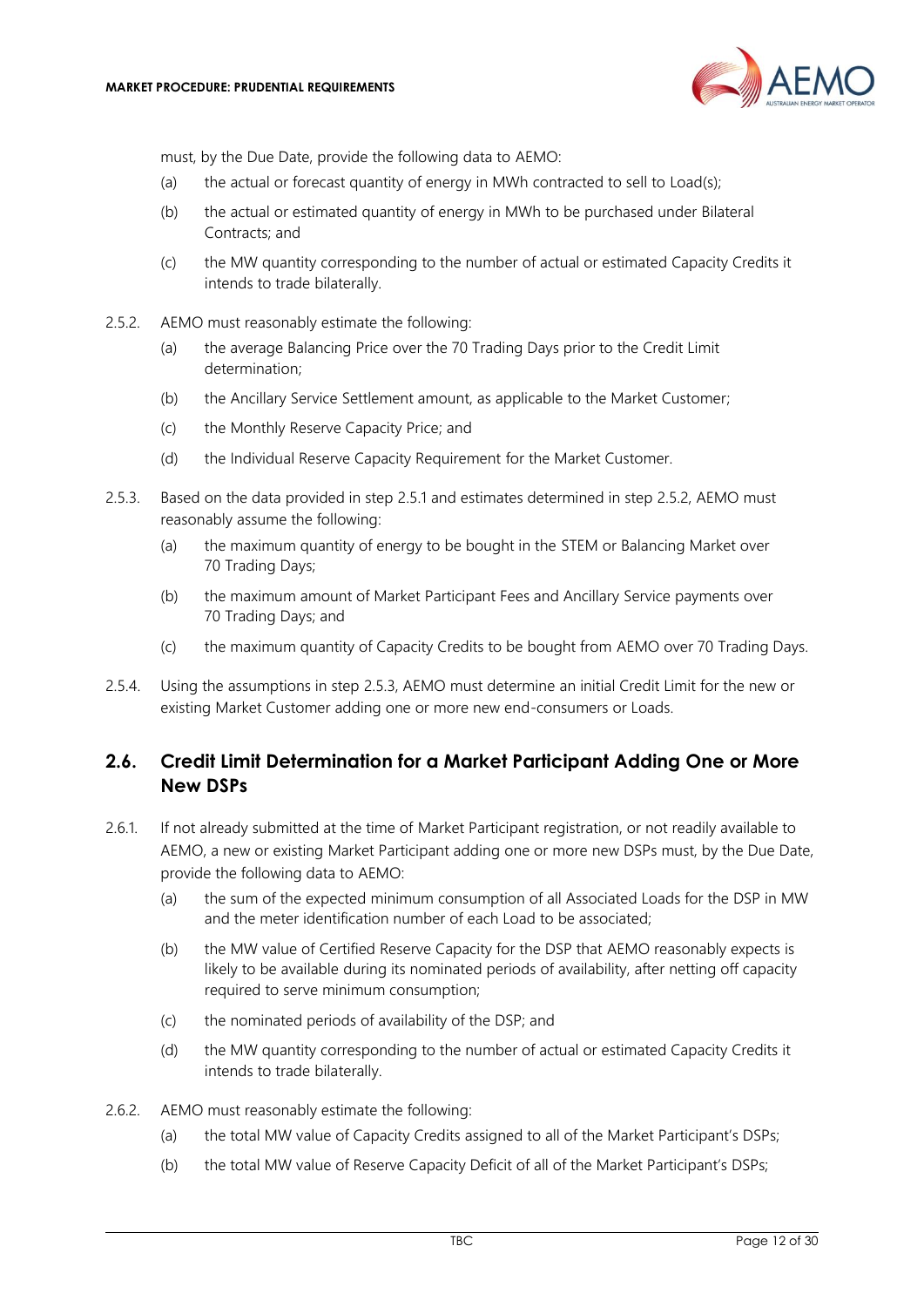must, by the Due Date, provide the following data to AEMO:

(a) the actual or forecast quantity of energy in MWh contracted to sell to Load(s);

(b) the actual or estimated quantity of energy in MWh to be purchased under Bilateral Contracts; and

(c) the MW quantity corresponding to the number of actual or estimated Capacity Credits it intends to trade bilaterally.

2.5.2. AEMO must reasonably estimate the following:

(a) the average Balancing Price over the 70 Trading Days prior to the Credit Limit determination;

(b) the Ancillary Service Settlement amount, as applicable to the Market Customer;

(c) the Monthly Reserve Capacity Price; and

(d) the Individual Reserve Capacity Requirement for the Market Customer.

2.5.3. Based on the data provided in step 2.5.1 and estimates determined in step 2.5.2, AEMO must reasonably assume the following:

(a) the maximum quantity of energy to be bought in the STEM or Balancing Market over 70 Trading Days;

(b) the maximum amount of Market Participant Fees and Ancillary Service payments over 70 Trading Days; and

(c) the maximum quantity of Capacity Credits to be bought from AEMO over 70 Trading Days.

2.5.4. Using the assumptions in step 2.5.3, AEMO must determine an initial Credit Limit for the new or existing Market Customer adding one or more new end-consumers or Loads.

## 2.6. Credit Limit Determination for a Market Participant Adding One or More New DSPs

2.6.1. If not already submitted at the time of Market Participant registration, or not readily available to AEMO, a new or existing Market Participant adding one or more new DSPs must, by the Due Date, provide the following data to AEMO:

(a) the sum of the expected minimum consumption of all Associated Loads for the DSP in MW and the meter identification number of each Load to be associated;

(b) the MW value of Certified Reserve Capacity for the DSP that AEMO reasonably expects is likely to be available during its nominated periods of availability, after netting off capacity required to serve minimum consumption;

(c) the nominated periods of availability of the DSP; and

(d) the MW quantity corresponding to the number of actual or estimated Capacity Credits it intends to trade bilaterally.

2.6.2. AEMO must reasonably estimate the following:

(a) the total MW value of Capacity Credits assigned to all of the Market Participant's DSPs;

(b) the total MW value of Reserve Capacity Deficit of all of the Market Participant's DSPs;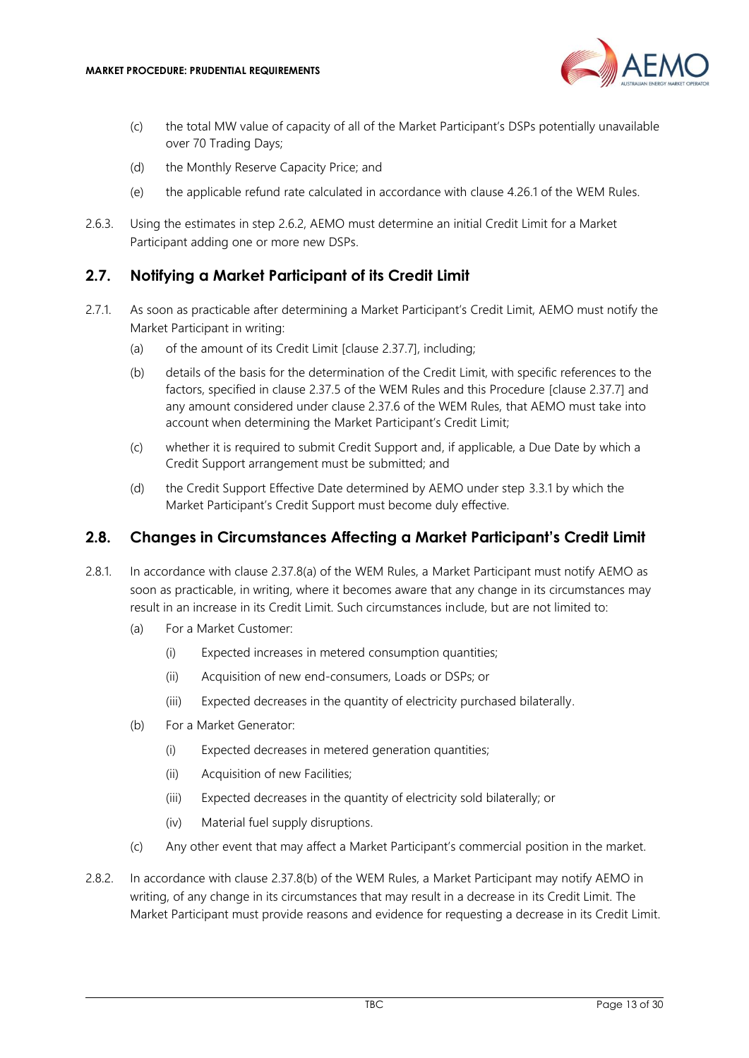(c) the total MW value of capacity of all of the Market Participant's DSPs potentially unavailable over 70 Trading Days;

(d) the Monthly Reserve Capacity Price; and

(e) the applicable refund rate calculated in accordance with clause 4.26.1 of the WEM Rules.

2.6.3. Using the estimates in step 2.6.2, AEMO must determine an initial Credit Limit for a Market Participant adding one or more new DSPs.

## 2.7. Notifying a Market Participant of its Credit Limit

2.7.1. As soon as practicable after determining a Market Participant's Credit Limit, AEMO must notify the Market Participant in writing:

(a) of the amount of its Credit Limit [clause 2.37.7], including;

(b) details of the basis for the determination of the Credit Limit, with specific references to the factors, specified in clause 2.37.5 of the WEM Rules and this Procedure [clause 2.37.7] and any amount considered under clause 2.37.6 of the WEM Rules, that AEMO must take into account when determining the Market Participant's Credit Limit;

(c) whether it is required to submit Credit Support and, if applicable, a Due Date by which a Credit Support arrangement must be submitted; and

(d) the Credit Support Effective Date determined by AEMO under step 3.3.1 by which the Market Participant's Credit Support must become duly effective.

## 2.8. Changes in Circumstances Affecting a Market Participant's Credit Limit

2.8.1. In accordance with clause 2.37.8(a) of the WEM Rules, a Market Participant must notify AEMO as soon as practicable, in writing, where it becomes aware that any change in its circumstances may result in an increase in its Credit Limit. Such circumstances include, but are not limited to:

(a) For a Market Customer:

(i) Expected increases in metered consumption quantities;

(ii) Acquisition of new end-consumers, Loads or DSPs; or

(iii) Expected decreases in the quantity of electricity purchased bilaterally.

(b) For a Market Generator:

(i) Expected decreases in metered generation quantities;

(ii) Acquisition of new Facilities;

(iii) Expected decreases in the quantity of electricity sold bilaterally; or

(iv) Material fuel supply disruptions.

(c) Any other event that may affect a Market Participant's commercial position in the market.

2.8.2. In accordance with clause 2.37.8(b) of the WEM Rules, a Market Participant may notify AEMO in writing, of any change in its circumstances that may result in a decrease in its Credit Limit. The Market Participant must provide reasons and evidence for requesting a decrease in its Credit Limit.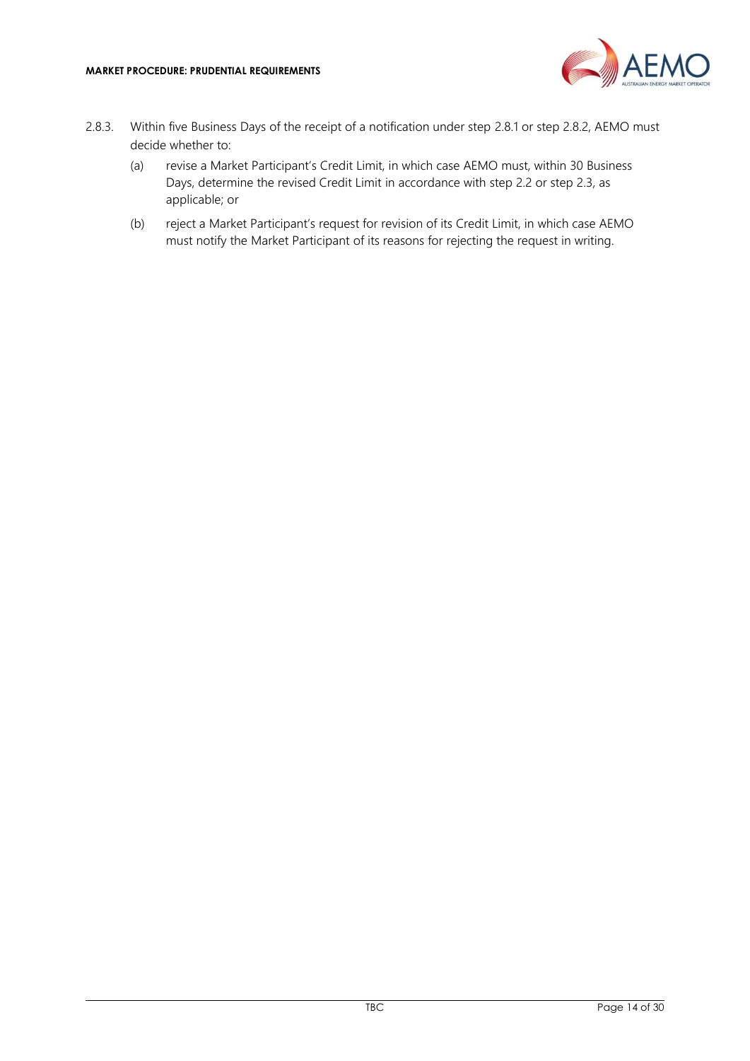2.8.3. Within five Business Days of the receipt of a notification under step 2.8.1 or step 2.8.2, AEMO must decide whether to:

(a) revise a Market Participant's Credit Limit, in which case AEMO must, within 30 Business Days, determine the revised Credit Limit in accordance with step 2.2 or step 2.3, as applicable; or

(b) reject a Market Participant's request for revision of its Credit Limit, in which case AEMO must notify the Market Participant of its reasons for rejecting the request in writing.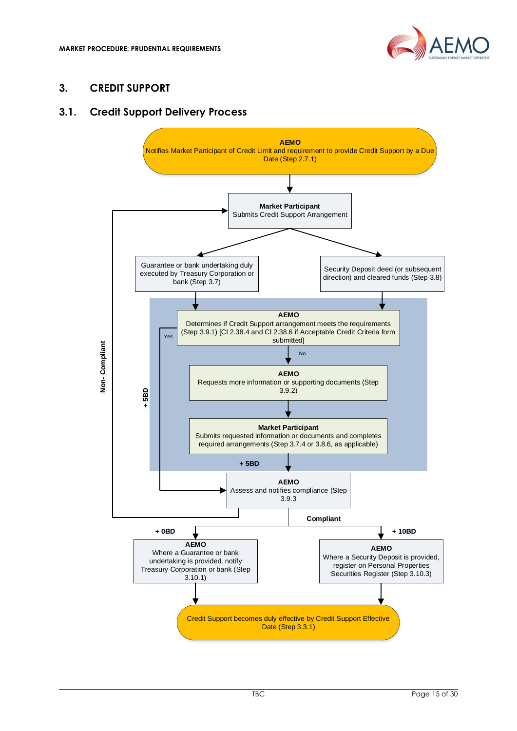# 3. CREDIT SUPPORT

## 3.1. Credit Support Delivery Process

**AEMO**
Notifies Market Participant of Credit Limit and requirement to provide Credit Support by a Due Date (Step 2.7.1)

**Market Participant**
Submits Credit Support Arrangement

Guarantee or bank undertaking duly executed by Treasury Corporation or bank (Step 3.7)

Security Deposit deed (or subsequent direction) and cleared funds (Step 3.8)

**AEMO**
Determines if Credit Support arrangement meets the requirements (Step 3.9.1) [Cl 2.38.4 and Cl 2.38.6 if Acceptable Credit Criteria form submitted]

Yes

No

**AEMO**
Requests more information or supporting documents (Step 3.9.2)

**Market Participant**
Submits requested information or documents and completes required arrangements (Step 3.7.4 or 3.8.6, as applicable)

+ 5BD

+ 5BD

Non- Compliant

**AEMO**
Assess and notifies compliance (Step 3.9.3

Compliant

+ 0BD

+ 10BD

**AEMO**
Where a Guarantee or bank undertaking is provided, notify Treasury Corporation or bank (Step 3.10.1)

**AEMO**
Where a Security Deposit is provided, register on Personal Properties Securities Register (Step 3.10.3)

Credit Support becomes duly effective by Credit Support Effective Date (Step 3.3.1)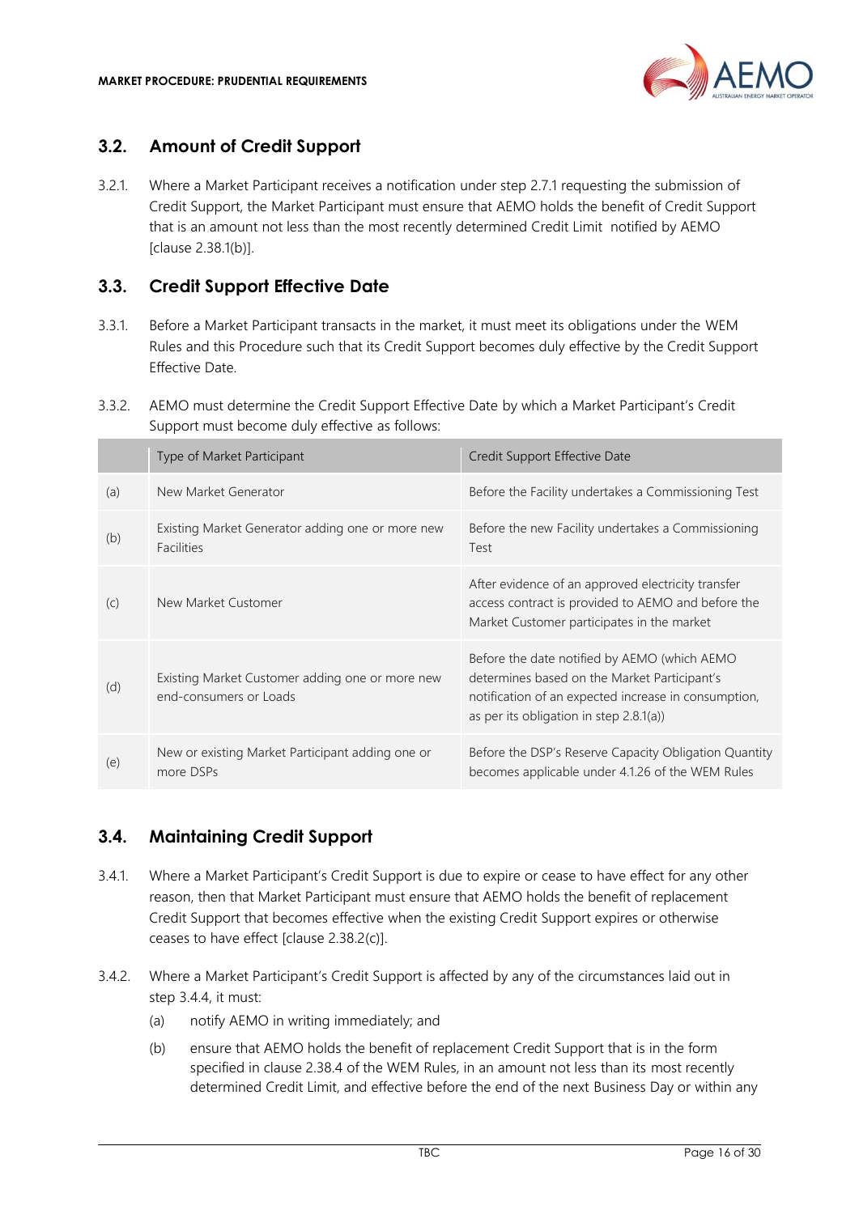## 3.2. Amount of Credit Support

3.2.1. Where a Market Participant receives a notification under step 2.7.1 requesting the submission of Credit Support, the Market Participant must ensure that AEMO holds the benefit of Credit Support that is an amount not less than the most recently determined Credit Limit notified by AEMO [clause 2.38.1(b)].

## 3.3. Credit Support Effective Date

3.3.1. Before a Market Participant transacts in the market, it must meet its obligations under the WEM Rules and this Procedure such that its Credit Support becomes duly effective by the Credit Support Effective Date.

3.3.2. AEMO must determine the Credit Support Effective Date by which a Market Participant's Credit Support must become duly effective as follows:

| | Type of Market Participant | Credit Support Effective Date |
|---|---|---|
| (a) | New Market Generator | Before the Facility undertakes a Commissioning Test |
| (b) | Existing Market Generator adding one or more new Facilities | Before the new Facility undertakes a Commissioning Test |
| (c) | New Market Customer | After evidence of an approved electricity transfer access contract is provided to AEMO and before the Market Customer participates in the market |
| (d) | Existing Market Customer adding one or more new end-consumers or Loads | Before the date notified by AEMO (which AEMO determines based on the Market Participant's notification of an expected increase in consumption, as per its obligation in step 2.8.1(a)) |
| (e) | New or existing Market Participant adding one or more DSPs | Before the DSP's Reserve Capacity Obligation Quantity becomes applicable under 4.1.26 of the WEM Rules |

## 3.4. Maintaining Credit Support

3.4.1. Where a Market Participant's Credit Support is due to expire or cease to have effect for any other reason, then that Market Participant must ensure that AEMO holds the benefit of replacement Credit Support that becomes effective when the existing Credit Support expires or otherwise ceases to have effect [clause 2.38.2(c)].

3.4.2. Where a Market Participant's Credit Support is affected by any of the circumstances laid out in step 3.4.4, it must:

(a) notify AEMO in writing immediately; and

(b) ensure that AEMO holds the benefit of replacement Credit Support that is in the form specified in clause 2.38.4 of the WEM Rules, in an amount not less than its most recently determined Credit Limit, and effective before the end of the next Business Day or within any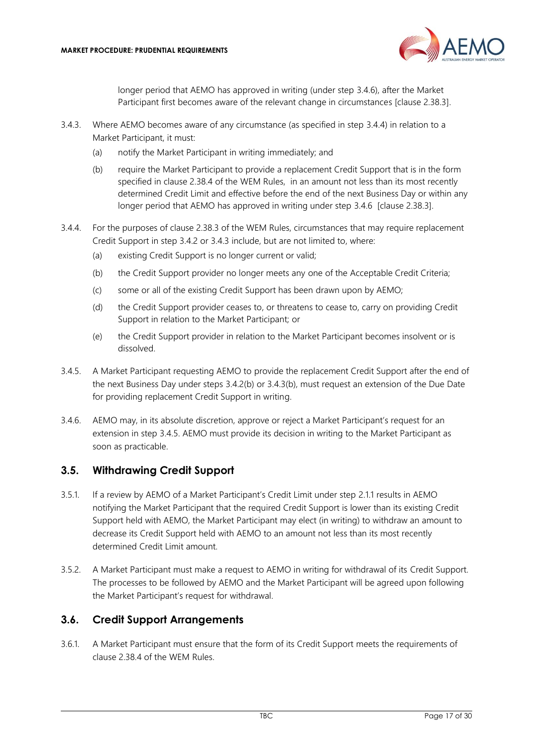longer period that AEMO has approved in writing (under step 3.4.6), after the Market Participant first becomes aware of the relevant change in circumstances [clause 2.38.3].

3.4.3. Where AEMO becomes aware of any circumstance (as specified in step 3.4.4) in relation to a Market Participant, it must:

(a) notify the Market Participant in writing immediately; and

(b) require the Market Participant to provide a replacement Credit Support that is in the form specified in clause 2.38.4 of the WEM Rules, in an amount not less than its most recently determined Credit Limit and effective before the end of the next Business Day or within any longer period that AEMO has approved in writing under step 3.4.6 [clause 2.38.3].

3.4.4. For the purposes of clause 2.38.3 of the WEM Rules, circumstances that may require replacement Credit Support in step 3.4.2 or 3.4.3 include, but are not limited to, where:

(a) existing Credit Support is no longer current or valid;

(b) the Credit Support provider no longer meets any one of the Acceptable Credit Criteria;

(c) some or all of the existing Credit Support has been drawn upon by AEMO;

(d) the Credit Support provider ceases to, or threatens to cease to, carry on providing Credit Support in relation to the Market Participant; or

(e) the Credit Support provider in relation to the Market Participant becomes insolvent or is dissolved.

3.4.5. A Market Participant requesting AEMO to provide the replacement Credit Support after the end of the next Business Day under steps 3.4.2(b) or 3.4.3(b), must request an extension of the Due Date for providing replacement Credit Support in writing.

3.4.6. AEMO may, in its absolute discretion, approve or reject a Market Participant's request for an extension in step 3.4.5. AEMO must provide its decision in writing to the Market Participant as soon as practicable.

## 3.5. Withdrawing Credit Support

3.5.1. If a review by AEMO of a Market Participant's Credit Limit under step 2.1.1 results in AEMO notifying the Market Participant that the required Credit Support is lower than its existing Credit Support held with AEMO, the Market Participant may elect (in writing) to withdraw an amount to decrease its Credit Support held with AEMO to an amount not less than its most recently determined Credit Limit amount.

3.5.2. A Market Participant must make a request to AEMO in writing for withdrawal of its Credit Support. The processes to be followed by AEMO and the Market Participant will be agreed upon following the Market Participant's request for withdrawal.

## 3.6. Credit Support Arrangements

3.6.1. A Market Participant must ensure that the form of its Credit Support meets the requirements of clause 2.38.4 of the WEM Rules.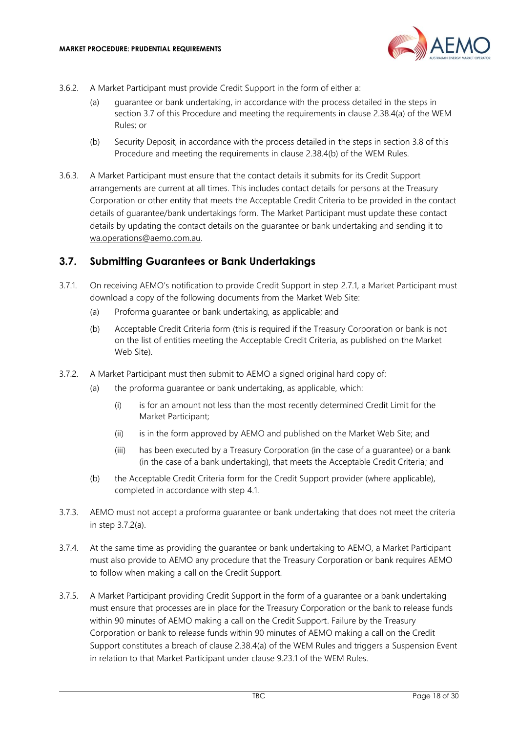3.6.2. A Market Participant must provide Credit Support in the form of either a:

(a) guarantee or bank undertaking, in accordance with the process detailed in the steps in section 3.7 of this Procedure and meeting the requirements in clause 2.38.4(a) of the WEM Rules; or

(b) Security Deposit, in accordance with the process detailed in the steps in section 3.8 of this Procedure and meeting the requirements in clause 2.38.4(b) of the WEM Rules.

3.6.3. A Market Participant must ensure that the contact details it submits for its Credit Support arrangements are current at all times. This includes contact details for persons at the Treasury Corporation or other entity that meets the Acceptable Credit Criteria to be provided in the contact details of guarantee/bank undertakings form. The Market Participant must update these contact details by updating the contact details on the guarantee or bank undertaking and sending it to wa.operations@aemo.com.au.

## 3.7. Submitting Guarantees or Bank Undertakings

3.7.1. On receiving AEMO's notification to provide Credit Support in step 2.7.1, a Market Participant must download a copy of the following documents from the Market Web Site:

(a) Proforma guarantee or bank undertaking, as applicable; and

(b) Acceptable Credit Criteria form (this is required if the Treasury Corporation or bank is not on the list of entities meeting the Acceptable Credit Criteria, as published on the Market Web Site).

3.7.2. A Market Participant must then submit to AEMO a signed original hard copy of:

(a) the proforma guarantee or bank undertaking, as applicable, which:

  (i) is for an amount not less than the most recently determined Credit Limit for the Market Participant;

  (ii) is in the form approved by AEMO and published on the Market Web Site; and

  (iii) has been executed by a Treasury Corporation (in the case of a guarantee) or a bank (in the case of a bank undertaking), that meets the Acceptable Credit Criteria; and

(b) the Acceptable Credit Criteria form for the Credit Support provider (where applicable), completed in accordance with step 4.1.

3.7.3. AEMO must not accept a proforma guarantee or bank undertaking that does not meet the criteria in step 3.7.2(a).

3.7.4. At the same time as providing the guarantee or bank undertaking to AEMO, a Market Participant must also provide to AEMO any procedure that the Treasury Corporation or bank requires AEMO to follow when making a call on the Credit Support.

3.7.5. A Market Participant providing Credit Support in the form of a guarantee or a bank undertaking must ensure that processes are in place for the Treasury Corporation or the bank to release funds within 90 minutes of AEMO making a call on the Credit Support. Failure by the Treasury Corporation or bank to release funds within 90 minutes of AEMO making a call on the Credit Support constitutes a breach of clause 2.38.4(a) of the WEM Rules and triggers a Suspension Event in relation to that Market Participant under clause 9.23.1 of the WEM Rules.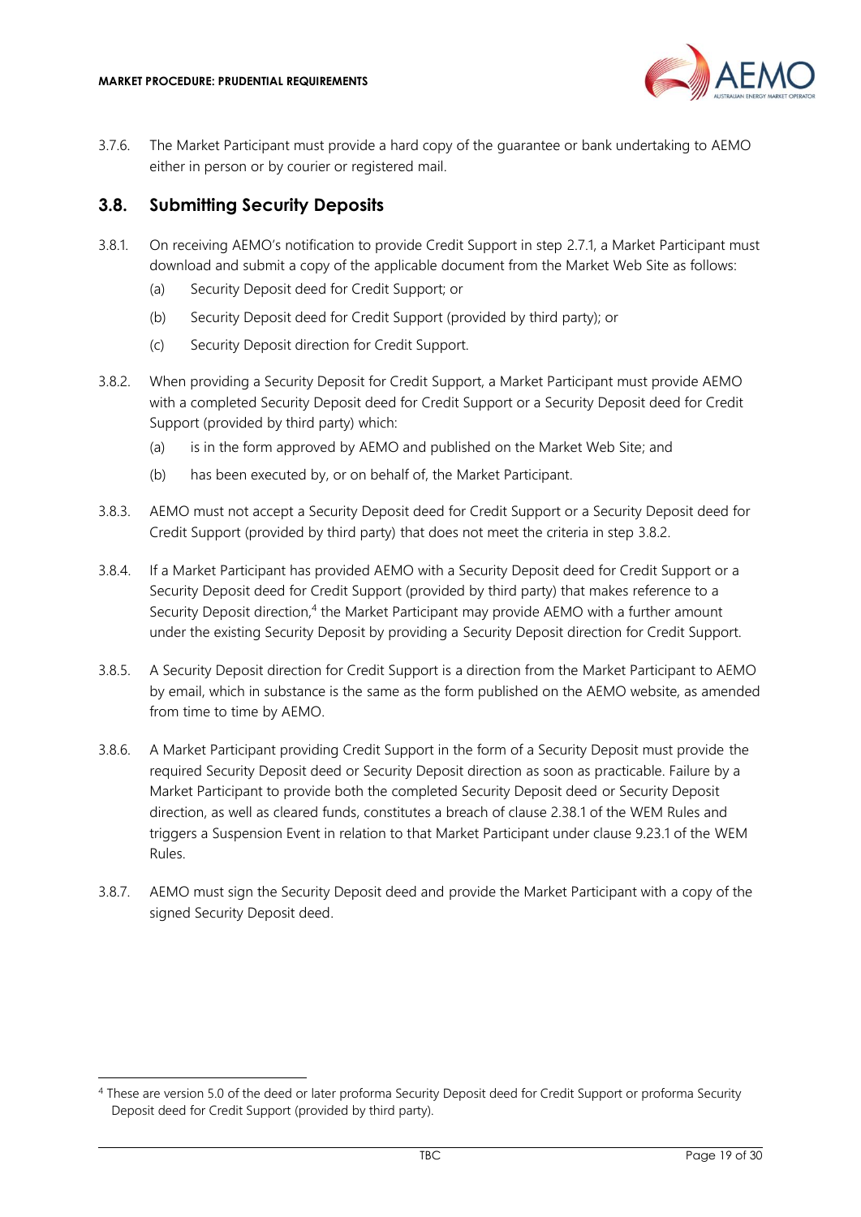3.7.6. The Market Participant must provide a hard copy of the guarantee or bank undertaking to AEMO either in person or by courier or registered mail.

## 3.8. Submitting Security Deposits

3.8.1. On receiving AEMO's notification to provide Credit Support in step 2.7.1, a Market Participant must download and submit a copy of the applicable document from the Market Web Site as follows:

(a) Security Deposit deed for Credit Support; or

(b) Security Deposit deed for Credit Support (provided by third party); or

(c) Security Deposit direction for Credit Support.

3.8.2. When providing a Security Deposit for Credit Support, a Market Participant must provide AEMO with a completed Security Deposit deed for Credit Support or a Security Deposit deed for Credit Support (provided by third party) which:

(a) is in the form approved by AEMO and published on the Market Web Site; and

(b) has been executed by, or on behalf of, the Market Participant.

3.8.3. AEMO must not accept a Security Deposit deed for Credit Support or a Security Deposit deed for Credit Support (provided by third party) that does not meet the criteria in step 3.8.2.

3.8.4. If a Market Participant has provided AEMO with a Security Deposit deed for Credit Support or a Security Deposit deed for Credit Support (provided by third party) that makes reference to a Security Deposit direction,[4] the Market Participant may provide AEMO with a further amount under the existing Security Deposit by providing a Security Deposit direction for Credit Support.

3.8.5. A Security Deposit direction for Credit Support is a direction from the Market Participant to AEMO by email, which in substance is the same as the form published on the AEMO website, as amended from time to time by AEMO.

3.8.6. A Market Participant providing Credit Support in the form of a Security Deposit must provide the required Security Deposit deed or Security Deposit direction as soon as practicable. Failure by a Market Participant to provide both the completed Security Deposit deed or Security Deposit direction, as well as cleared funds, constitutes a breach of clause 2.38.1 of the WEM Rules and triggers a Suspension Event in relation to that Market Participant under clause 9.23.1 of the WEM Rules.

3.8.7. AEMO must sign the Security Deposit deed and provide the Market Participant with a copy of the signed Security Deposit deed.

[4] These are version 5.0 of the deed or later proforma Security Deposit deed for Credit Support or proforma Security Deposit deed for Credit Support (provided by third party).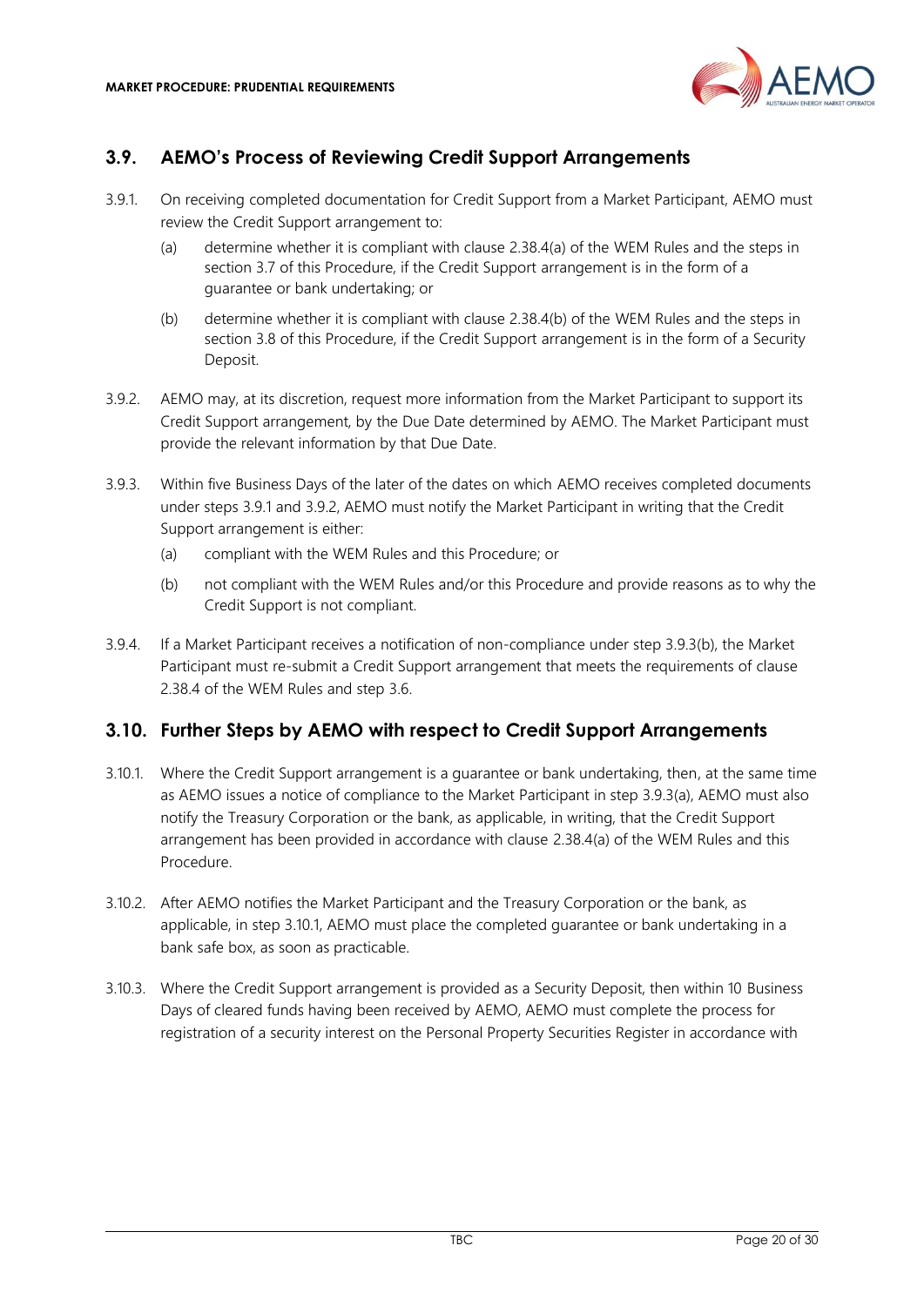## 3.9. AEMO's Process of Reviewing Credit Support Arrangements

3.9.1. On receiving completed documentation for Credit Support from a Market Participant, AEMO must review the Credit Support arrangement to:

(a) determine whether it is compliant with clause 2.38.4(a) of the WEM Rules and the steps in section 3.7 of this Procedure, if the Credit Support arrangement is in the form of a guarantee or bank undertaking; or

(b) determine whether it is compliant with clause 2.38.4(b) of the WEM Rules and the steps in section 3.8 of this Procedure, if the Credit Support arrangement is in the form of a Security Deposit.

3.9.2. AEMO may, at its discretion, request more information from the Market Participant to support its Credit Support arrangement, by the Due Date determined by AEMO. The Market Participant must provide the relevant information by that Due Date.

3.9.3. Within five Business Days of the later of the dates on which AEMO receives completed documents under steps 3.9.1 and 3.9.2, AEMO must notify the Market Participant in writing that the Credit Support arrangement is either:

(a) compliant with the WEM Rules and this Procedure; or

(b) not compliant with the WEM Rules and/or this Procedure and provide reasons as to why the Credit Support is not compliant.

3.9.4. If a Market Participant receives a notification of non-compliance under step 3.9.3(b), the Market Participant must re-submit a Credit Support arrangement that meets the requirements of clause 2.38.4 of the WEM Rules and step 3.6.

## 3.10. Further Steps by AEMO with respect to Credit Support Arrangements

3.10.1. Where the Credit Support arrangement is a guarantee or bank undertaking, then, at the same time as AEMO issues a notice of compliance to the Market Participant in step 3.9.3(a), AEMO must also notify the Treasury Corporation or the bank, as applicable, in writing, that the Credit Support arrangement has been provided in accordance with clause 2.38.4(a) of the WEM Rules and this Procedure.

3.10.2. After AEMO notifies the Market Participant and the Treasury Corporation or the bank, as applicable, in step 3.10.1, AEMO must place the completed guarantee or bank undertaking in a bank safe box, as soon as practicable.

3.10.3. Where the Credit Support arrangement is provided as a Security Deposit, then within 10 Business Days of cleared funds having been received by AEMO, AEMO must complete the process for registration of a security interest on the Personal Property Securities Register in accordance with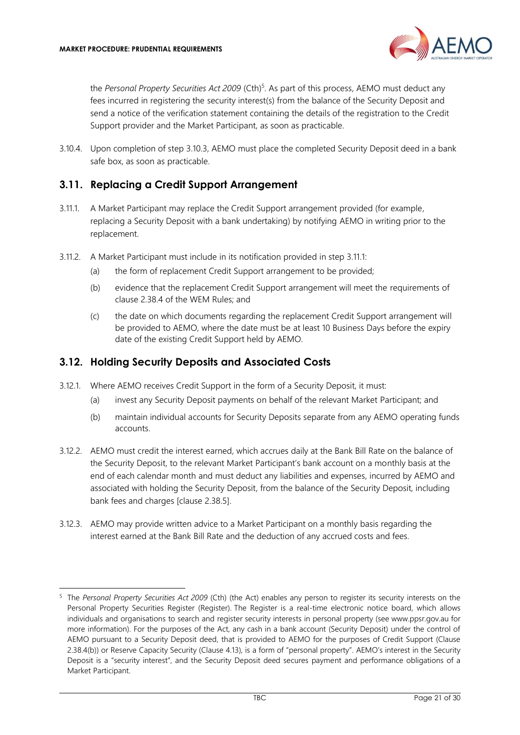the *Personal Property Securities Act 2009* (Cth)[5]. As part of this process, AEMO must deduct any fees incurred in registering the security interest(s) from the balance of the Security Deposit and send a notice of the verification statement containing the details of the registration to the Credit Support provider and the Market Participant, as soon as practicable.

3.10.4. Upon completion of step 3.10.3, AEMO must place the completed Security Deposit deed in a bank safe box, as soon as practicable.

## 3.11. Replacing a Credit Support Arrangement

3.11.1. A Market Participant may replace the Credit Support arrangement provided (for example, replacing a Security Deposit with a bank undertaking) by notifying AEMO in writing prior to the replacement.

3.11.2. A Market Participant must include in its notification provided in step 3.11.1:

(a) the form of replacement Credit Support arrangement to be provided;

(b) evidence that the replacement Credit Support arrangement will meet the requirements of clause 2.38.4 of the WEM Rules; and

(c) the date on which documents regarding the replacement Credit Support arrangement will be provided to AEMO, where the date must be at least 10 Business Days before the expiry date of the existing Credit Support held by AEMO.

## 3.12. Holding Security Deposits and Associated Costs

3.12.1. Where AEMO receives Credit Support in the form of a Security Deposit, it must:

(a) invest any Security Deposit payments on behalf of the relevant Market Participant; and

(b) maintain individual accounts for Security Deposits separate from any AEMO operating funds accounts.

3.12.2. AEMO must credit the interest earned, which accrues daily at the Bank Bill Rate on the balance of the Security Deposit, to the relevant Market Participant's bank account on a monthly basis at the end of each calendar month and must deduct any liabilities and expenses, incurred by AEMO and associated with holding the Security Deposit, from the balance of the Security Deposit, including bank fees and charges [clause 2.38.5].

3.12.3. AEMO may provide written advice to a Market Participant on a monthly basis regarding the interest earned at the Bank Bill Rate and the deduction of any accrued costs and fees.

---

[5] The *Personal Property Securities Act 2009* (Cth) (the Act) enables any person to register its security interests on the Personal Property Securities Register (Register). The Register is a real-time electronic notice board, which allows individuals and organisations to search and register security interests in personal property (see www.ppsr.gov.au for more information). For the purposes of the Act, any cash in a bank account (Security Deposit) under the control of AEMO pursuant to a Security Deposit deed, that is provided to AEMO for the purposes of Credit Support (Clause 2.38.4(b)) or Reserve Capacity Security (Clause 4.13), is a form of "personal property". AEMO's interest in the Security Deposit is a "security interest", and the Security Deposit deed secures payment and performance obligations of a Market Participant.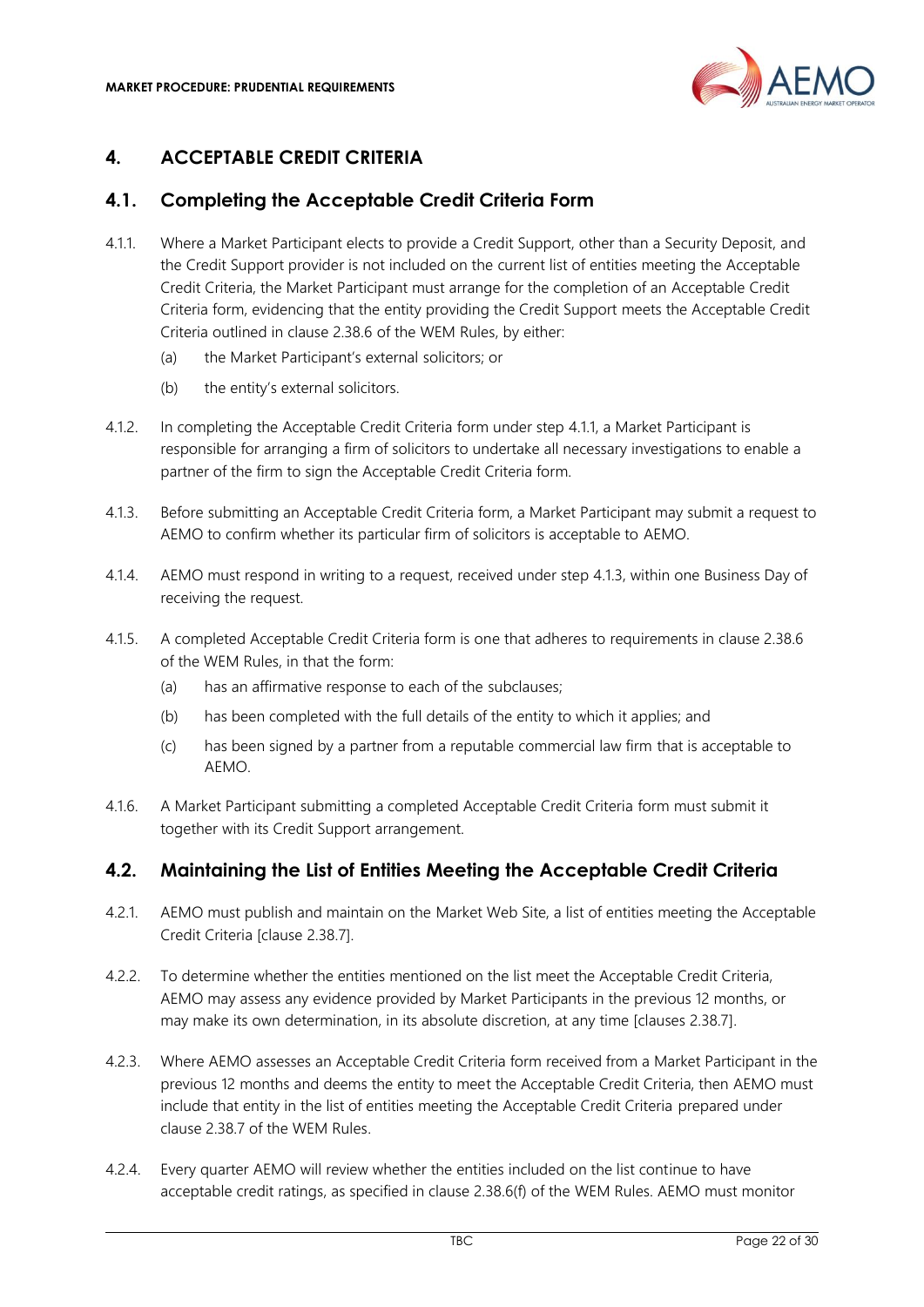# 4. ACCEPTABLE CREDIT CRITERIA

## 4.1. Completing the Acceptable Credit Criteria Form

4.1.1. Where a Market Participant elects to provide a Credit Support, other than a Security Deposit, and the Credit Support provider is not included on the current list of entities meeting the Acceptable Credit Criteria, the Market Participant must arrange for the completion of an Acceptable Credit Criteria form, evidencing that the entity providing the Credit Support meets the Acceptable Credit Criteria outlined in clause 2.38.6 of the WEM Rules, by either:

(a) the Market Participant's external solicitors; or

(b) the entity's external solicitors.

4.1.2. In completing the Acceptable Credit Criteria form under step 4.1.1, a Market Participant is responsible for arranging a firm of solicitors to undertake all necessary investigations to enable a partner of the firm to sign the Acceptable Credit Criteria form.

4.1.3. Before submitting an Acceptable Credit Criteria form, a Market Participant may submit a request to AEMO to confirm whether its particular firm of solicitors is acceptable to AEMO.

4.1.4. AEMO must respond in writing to a request, received under step 4.1.3, within one Business Day of receiving the request.

4.1.5. A completed Acceptable Credit Criteria form is one that adheres to requirements in clause 2.38.6 of the WEM Rules, in that the form:

(a) has an affirmative response to each of the subclauses;

(b) has been completed with the full details of the entity to which it applies; and

(c) has been signed by a partner from a reputable commercial law firm that is acceptable to AEMO.

4.1.6. A Market Participant submitting a completed Acceptable Credit Criteria form must submit it together with its Credit Support arrangement.

## 4.2. Maintaining the List of Entities Meeting the Acceptable Credit Criteria

4.2.1. AEMO must publish and maintain on the Market Web Site, a list of entities meeting the Acceptable Credit Criteria [clause 2.38.7].

4.2.2. To determine whether the entities mentioned on the list meet the Acceptable Credit Criteria, AEMO may assess any evidence provided by Market Participants in the previous 12 months, or may make its own determination, in its absolute discretion, at any time [clauses 2.38.7].

4.2.3. Where AEMO assesses an Acceptable Credit Criteria form received from a Market Participant in the previous 12 months and deems the entity to meet the Acceptable Credit Criteria, then AEMO must include that entity in the list of entities meeting the Acceptable Credit Criteria prepared under clause 2.38.7 of the WEM Rules.

4.2.4. Every quarter AEMO will review whether the entities included on the list continue to have acceptable credit ratings, as specified in clause 2.38.6(f) of the WEM Rules. AEMO must monitor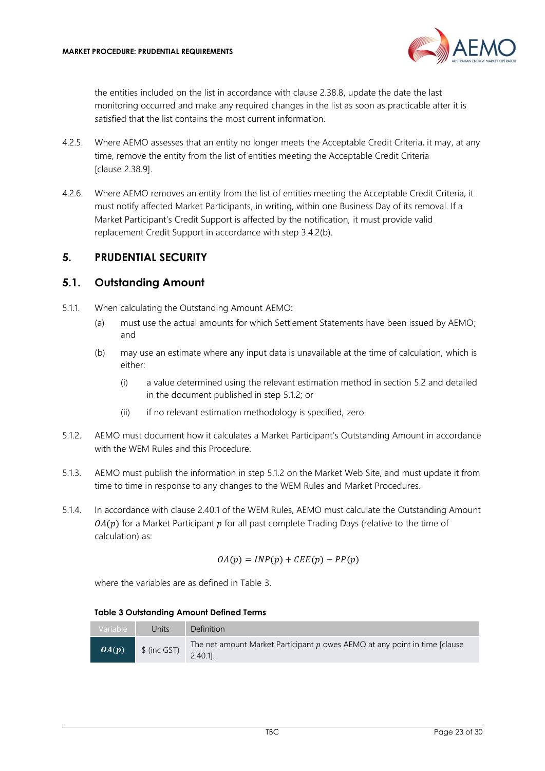the entities included on the list in accordance with clause 2.38.8, update the date the last monitoring occurred and make any required changes in the list as soon as practicable after it is satisfied that the list contains the most current information.

4.2.5. Where AEMO assesses that an entity no longer meets the Acceptable Credit Criteria, it may, at any time, remove the entity from the list of entities meeting the Acceptable Credit Criteria [clause 2.38.9].

4.2.6. Where AEMO removes an entity from the list of entities meeting the Acceptable Credit Criteria, it must notify affected Market Participants, in writing, within one Business Day of its removal. If a Market Participant's Credit Support is affected by the notification, it must provide valid replacement Credit Support in accordance with step 3.4.2(b).

# 5. PRUDENTIAL SECURITY

## 5.1. Outstanding Amount

5.1.1. When calculating the Outstanding Amount AEMO:

(a) must use the actual amounts for which Settlement Statements have been issued by AEMO; and

(b) may use an estimate where any input data is unavailable at the time of calculation, which is either:

(i) a value determined using the relevant estimation method in section 5.2 and detailed in the document published in step 5.1.2; or

(ii) if no relevant estimation methodology is specified, zero.

5.1.2. AEMO must document how it calculates a Market Participant's Outstanding Amount in accordance with the WEM Rules and this Procedure.

5.1.3. AEMO must publish the information in step 5.1.2 on the Market Web Site, and must update it from time to time in response to any changes to the WEM Rules and Market Procedures.

5.1.4. In accordance with clause 2.40.1 of the WEM Rules, AEMO must calculate the Outstanding Amount $OA(p)$ for a Market Participant $p$ for all past complete Trading Days (relative to the time of calculation) as:

$$OA(p) = INP(p) + CEE(p) - PP(p)$$

where the variables are as defined in Table 3.

**Table 3 Outstanding Amount Defined Terms**

| Variable | Units | Definition |
|---|---|---|
| $OA(p)$ | \$ (inc GST) | The net amount Market Participant $p$ owes AEMO at any point in time [clause 2.40.1]. |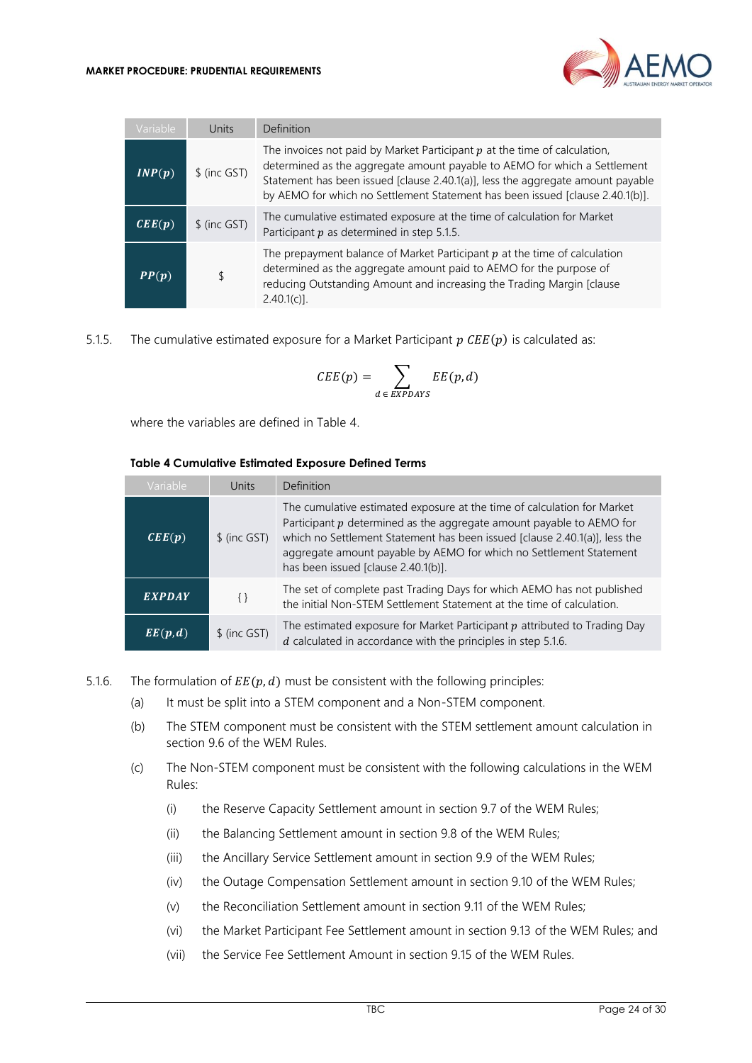| Variable | Units | Definition |
|---|---|---|
| $\boldsymbol{INP(p)}$ | \$ (inc GST) | The invoices not paid by Market Participant $p$ at the time of calculation, determined as the aggregate amount payable to AEMO for which a Settlement Statement has been issued [clause 2.40.1(a)], less the aggregate amount payable by AEMO for which no Settlement Statement has been issued [clause 2.40.1(b)]. |
| $\boldsymbol{CEE(p)}$ | \$ (inc GST) | The cumulative estimated exposure at the time of calculation for Market Participant $p$ as determined in step 5.1.5. |
| $\boldsymbol{PP(p)}$ | \$ | The prepayment balance of Market Participant $p$ at the time of calculation determined as the aggregate amount paid to AEMO for the purpose of reducing Outstanding Amount and increasing the Trading Margin [clause 2.40.1(c)]. |

5.1.5. The cumulative estimated exposure for a Market Participant $p$ $CEE(p)$ is calculated as:

$$CEE(p) = \sum_{d \in EXPDAYS} EE(p,d)$$

where the variables are defined in Table 4.

**Table 4 Cumulative Estimated Exposure Defined Terms**

| Variable | Units | Definition |
|---|---|---|
| $\boldsymbol{CEE(p)}$ | \$ (inc GST) | The cumulative estimated exposure at the time of calculation for Market Participant $p$ determined as the aggregate amount payable to AEMO for which no Settlement Statement has been issued [clause 2.40.1(a)], less the aggregate amount payable by AEMO for which no Settlement Statement has been issued [clause 2.40.1(b)]. |
| $\boldsymbol{EXPDAY}$ | { } | The set of complete past Trading Days for which AEMO has not published the initial Non-STEM Settlement Statement at the time of calculation. |
| $\boldsymbol{EE(p,d)}$ | \$ (inc GST) | The estimated exposure for Market Participant $p$ attributed to Trading Day $d$ calculated in accordance with the principles in step 5.1.6. |

5.1.6. The formulation of $EE(p,d)$ must be consistent with the following principles:

(a) It must be split into a STEM component and a Non-STEM component.

(b) The STEM component must be consistent with the STEM settlement amount calculation in section 9.6 of the WEM Rules.

(c) The Non-STEM component must be consistent with the following calculations in the WEM Rules:

(i) the Reserve Capacity Settlement amount in section 9.7 of the WEM Rules;

(ii) the Balancing Settlement amount in section 9.8 of the WEM Rules;

(iii) the Ancillary Service Settlement amount in section 9.9 of the WEM Rules;

(iv) the Outage Compensation Settlement amount in section 9.10 of the WEM Rules;

(v) the Reconciliation Settlement amount in section 9.11 of the WEM Rules;

(vi) the Market Participant Fee Settlement amount in section 9.13 of the WEM Rules; and

(vii) the Service Fee Settlement Amount in section 9.15 of the WEM Rules.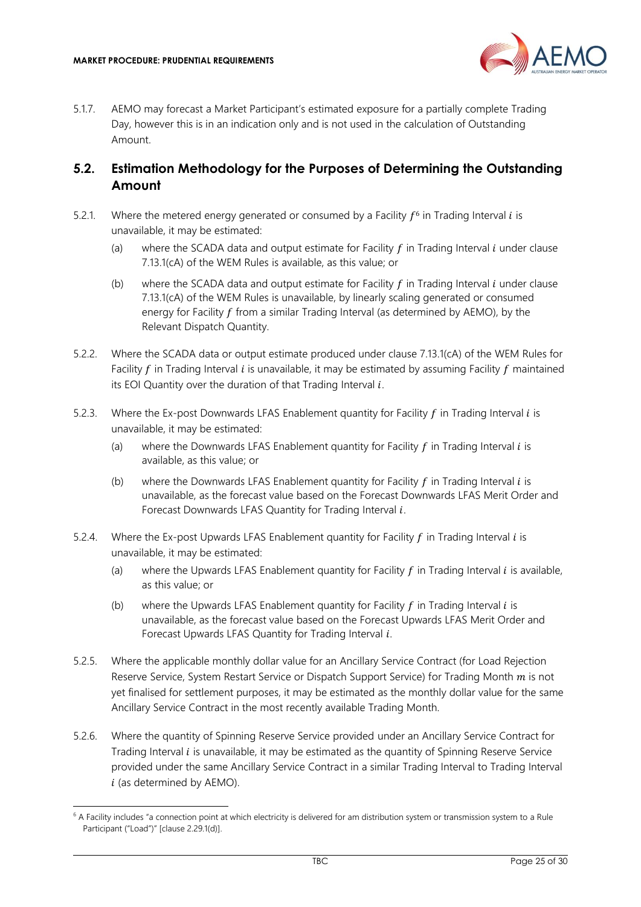5.1.7. AEMO may forecast a Market Participant's estimated exposure for a partially complete Trading Day, however this is in an indication only and is not used in the calculation of Outstanding Amount.

## 5.2. Estimation Methodology for the Purposes of Determining the Outstanding Amount

5.2.1. Where the metered energy generated or consumed by a Facility $f$[6] in Trading Interval $i$ is unavailable, it may be estimated:

(a) where the SCADA data and output estimate for Facility $f$ in Trading Interval $i$ under clause 7.13.1(cA) of the WEM Rules is available, as this value; or

(b) where the SCADA data and output estimate for Facility $f$ in Trading Interval $i$ under clause 7.13.1(cA) of the WEM Rules is unavailable, by linearly scaling generated or consumed energy for Facility $f$ from a similar Trading Interval (as determined by AEMO), by the Relevant Dispatch Quantity.

5.2.2. Where the SCADA data or output estimate produced under clause 7.13.1(cA) of the WEM Rules for Facility $f$ in Trading Interval $i$ is unavailable, it may be estimated by assuming Facility $f$ maintained its EOI Quantity over the duration of that Trading Interval $i$.

5.2.3. Where the Ex-post Downwards LFAS Enablement quantity for Facility $f$ in Trading Interval $i$ is unavailable, it may be estimated:

(a) where the Downwards LFAS Enablement quantity for Facility $f$ in Trading Interval $i$ is available, as this value; or

(b) where the Downwards LFAS Enablement quantity for Facility $f$ in Trading Interval $i$ is unavailable, as the forecast value based on the Forecast Downwards LFAS Merit Order and Forecast Downwards LFAS Quantity for Trading Interval $i$.

5.2.4. Where the Ex-post Upwards LFAS Enablement quantity for Facility $f$ in Trading Interval $i$ is unavailable, it may be estimated:

(a) where the Upwards LFAS Enablement quantity for Facility $f$ in Trading Interval $i$ is available, as this value; or

(b) where the Upwards LFAS Enablement quantity for Facility $f$ in Trading Interval $i$ is unavailable, as the forecast value based on the Forecast Upwards LFAS Merit Order and Forecast Upwards LFAS Quantity for Trading Interval $i$.

5.2.5. Where the applicable monthly dollar value for an Ancillary Service Contract (for Load Rejection Reserve Service, System Restart Service or Dispatch Support Service) for Trading Month $m$ is not yet finalised for settlement purposes, it may be estimated as the monthly dollar value for the same Ancillary Service Contract in the most recently available Trading Month.

5.2.6. Where the quantity of Spinning Reserve Service provided under an Ancillary Service Contract for Trading Interval $i$ is unavailable, it may be estimated as the quantity of Spinning Reserve Service provided under the same Ancillary Service Contract in a similar Trading Interval to Trading Interval $i$ (as determined by AEMO).

---

[6] A Facility includes "a connection point at which electricity is delivered for am distribution system or transmission system to a Rule Participant ("Load")" [clause 2.29.1(d)].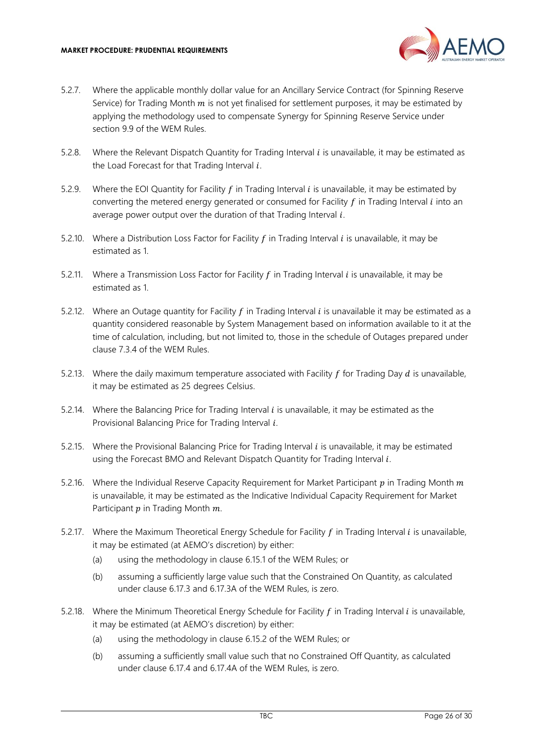5.2.7. Where the applicable monthly dollar value for an Ancillary Service Contract (for Spinning Reserve Service) for Trading Month $m$ is not yet finalised for settlement purposes, it may be estimated by applying the methodology used to compensate Synergy for Spinning Reserve Service under section 9.9 of the WEM Rules.

5.2.8. Where the Relevant Dispatch Quantity for Trading Interval $i$ is unavailable, it may be estimated as the Load Forecast for that Trading Interval $i$.

5.2.9. Where the EOI Quantity for Facility $f$ in Trading Interval $i$ is unavailable, it may be estimated by converting the metered energy generated or consumed for Facility $f$ in Trading Interval $i$ into an average power output over the duration of that Trading Interval $i$.

5.2.10. Where a Distribution Loss Factor for Facility $f$ in Trading Interval $i$ is unavailable, it may be estimated as 1.

5.2.11. Where a Transmission Loss Factor for Facility $f$ in Trading Interval $i$ is unavailable, it may be estimated as 1.

5.2.12. Where an Outage quantity for Facility $f$ in Trading Interval $i$ is unavailable it may be estimated as a quantity considered reasonable by System Management based on information available to it at the time of calculation, including, but not limited to, those in the schedule of Outages prepared under clause 7.3.4 of the WEM Rules.

5.2.13. Where the daily maximum temperature associated with Facility $f$ for Trading Day $d$ is unavailable, it may be estimated as 25 degrees Celsius.

5.2.14. Where the Balancing Price for Trading Interval $i$ is unavailable, it may be estimated as the Provisional Balancing Price for Trading Interval $i$.

5.2.15. Where the Provisional Balancing Price for Trading Interval $i$ is unavailable, it may be estimated using the Forecast BMO and Relevant Dispatch Quantity for Trading Interval $i$.

5.2.16. Where the Individual Reserve Capacity Requirement for Market Participant $p$ in Trading Month $m$ is unavailable, it may be estimated as the Indicative Individual Capacity Requirement for Market Participant $p$ in Trading Month $m$.

5.2.17. Where the Maximum Theoretical Energy Schedule for Facility $f$ in Trading Interval $i$ is unavailable, it may be estimated (at AEMO's discretion) by either:

(a) using the methodology in clause 6.15.1 of the WEM Rules; or

(b) assuming a sufficiently large value such that the Constrained On Quantity, as calculated under clause 6.17.3 and 6.17.3A of the WEM Rules, is zero.

5.2.18. Where the Minimum Theoretical Energy Schedule for Facility $f$ in Trading Interval $i$ is unavailable, it may be estimated (at AEMO's discretion) by either:

(a) using the methodology in clause 6.15.2 of the WEM Rules; or

(b) assuming a sufficiently small value such that no Constrained Off Quantity, as calculated under clause 6.17.4 and 6.17.4A of the WEM Rules, is zero.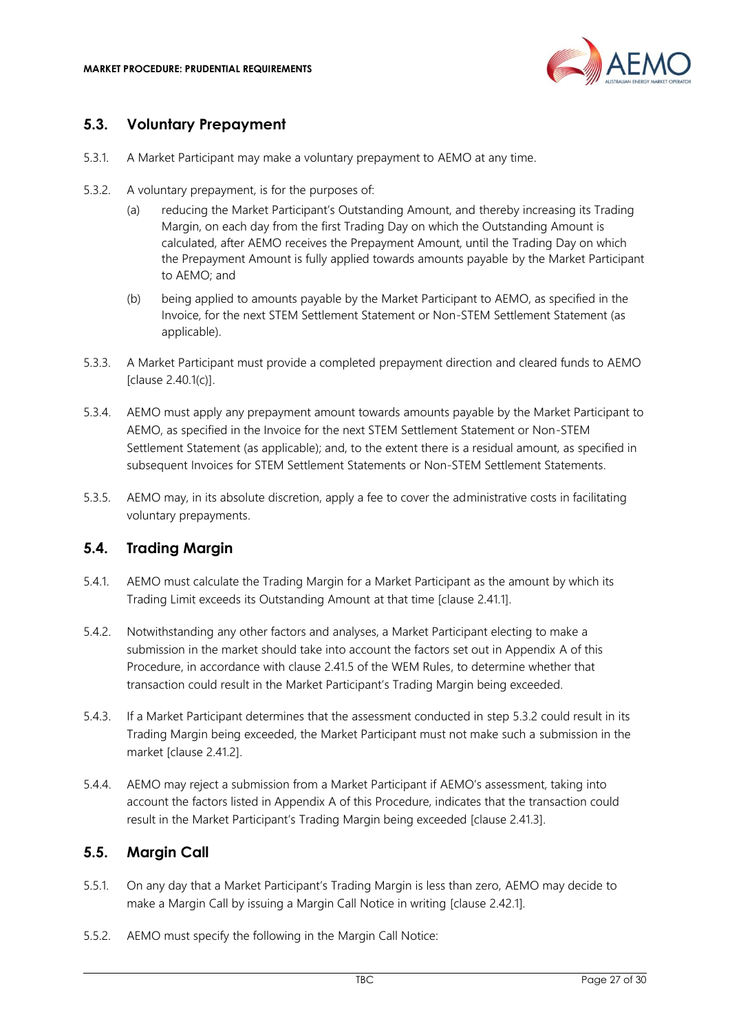## 5.3. Voluntary Prepayment

5.3.1. A Market Participant may make a voluntary prepayment to AEMO at any time.

5.3.2. A voluntary prepayment, is for the purposes of:

(a) reducing the Market Participant's Outstanding Amount, and thereby increasing its Trading Margin, on each day from the first Trading Day on which the Outstanding Amount is calculated, after AEMO receives the Prepayment Amount, until the Trading Day on which the Prepayment Amount is fully applied towards amounts payable by the Market Participant to AEMO; and

(b) being applied to amounts payable by the Market Participant to AEMO, as specified in the Invoice, for the next STEM Settlement Statement or Non-STEM Settlement Statement (as applicable).

5.3.3. A Market Participant must provide a completed prepayment direction and cleared funds to AEMO [clause 2.40.1(c)].

5.3.4. AEMO must apply any prepayment amount towards amounts payable by the Market Participant to AEMO, as specified in the Invoice for the next STEM Settlement Statement or Non-STEM Settlement Statement (as applicable); and, to the extent there is a residual amount, as specified in subsequent Invoices for STEM Settlement Statements or Non-STEM Settlement Statements.

5.3.5. AEMO may, in its absolute discretion, apply a fee to cover the administrative costs in facilitating voluntary prepayments.

## 5.4. Trading Margin

5.4.1. AEMO must calculate the Trading Margin for a Market Participant as the amount by which its Trading Limit exceeds its Outstanding Amount at that time [clause 2.41.1].

5.4.2. Notwithstanding any other factors and analyses, a Market Participant electing to make a submission in the market should take into account the factors set out in Appendix A of this Procedure, in accordance with clause 2.41.5 of the WEM Rules, to determine whether that transaction could result in the Market Participant's Trading Margin being exceeded.

5.4.3. If a Market Participant determines that the assessment conducted in step 5.3.2 could result in its Trading Margin being exceeded, the Market Participant must not make such a submission in the market [clause 2.41.2].

5.4.4. AEMO may reject a submission from a Market Participant if AEMO's assessment, taking into account the factors listed in Appendix A of this Procedure, indicates that the transaction could result in the Market Participant's Trading Margin being exceeded [clause 2.41.3].

## 5.5. Margin Call

5.5.1. On any day that a Market Participant's Trading Margin is less than zero, AEMO may decide to make a Margin Call by issuing a Margin Call Notice in writing [clause 2.42.1].

5.5.2. AEMO must specify the following in the Margin Call Notice: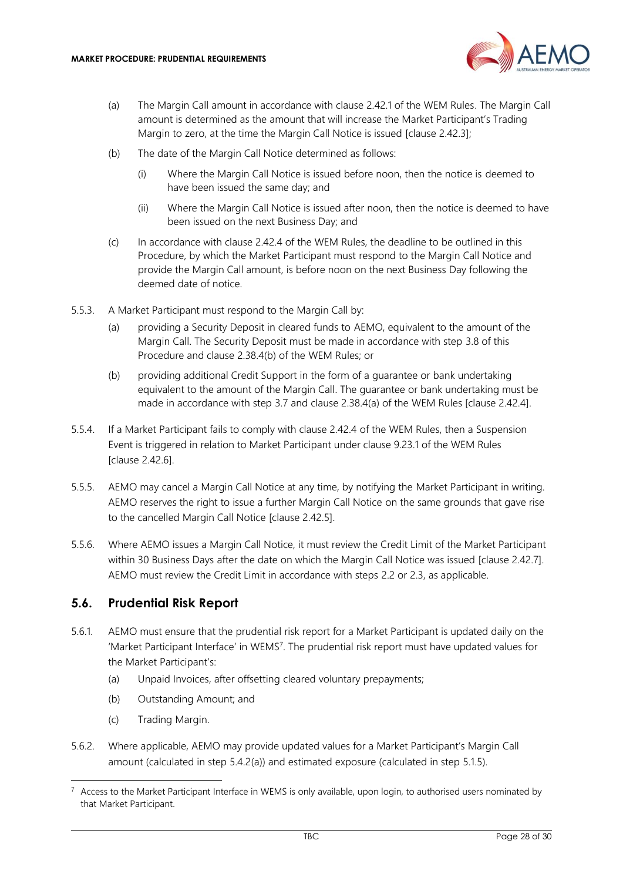(a) The Margin Call amount in accordance with clause 2.42.1 of the WEM Rules. The Margin Call amount is determined as the amount that will increase the Market Participant's Trading Margin to zero, at the time the Margin Call Notice is issued [clause 2.42.3];

(b) The date of the Margin Call Notice determined as follows:

   (i) Where the Margin Call Notice is issued before noon, then the notice is deemed to have been issued the same day; and

   (ii) Where the Margin Call Notice is issued after noon, then the notice is deemed to have been issued on the next Business Day; and

(c) In accordance with clause 2.42.4 of the WEM Rules, the deadline to be outlined in this Procedure, by which the Market Participant must respond to the Margin Call Notice and provide the Margin Call amount, is before noon on the next Business Day following the deemed date of notice.

5.5.3. A Market Participant must respond to the Margin Call by:

(a) providing a Security Deposit in cleared funds to AEMO, equivalent to the amount of the Margin Call. The Security Deposit must be made in accordance with step 3.8 of this Procedure and clause 2.38.4(b) of the WEM Rules; or

(b) providing additional Credit Support in the form of a guarantee or bank undertaking equivalent to the amount of the Margin Call. The guarantee or bank undertaking must be made in accordance with step 3.7 and clause 2.38.4(a) of the WEM Rules [clause 2.42.4].

5.5.4. If a Market Participant fails to comply with clause 2.42.4 of the WEM Rules, then a Suspension Event is triggered in relation to Market Participant under clause 9.23.1 of the WEM Rules [clause 2.42.6].

5.5.5. AEMO may cancel a Margin Call Notice at any time, by notifying the Market Participant in writing. AEMO reserves the right to issue a further Margin Call Notice on the same grounds that gave rise to the cancelled Margin Call Notice [clause 2.42.5].

5.5.6. Where AEMO issues a Margin Call Notice, it must review the Credit Limit of the Market Participant within 30 Business Days after the date on which the Margin Call Notice was issued [clause 2.42.7]. AEMO must review the Credit Limit in accordance with steps 2.2 or 2.3, as applicable.

## 5.6. Prudential Risk Report

5.6.1. AEMO must ensure that the prudential risk report for a Market Participant is updated daily on the 'Market Participant Interface' in WEMS[7]. The prudential risk report must have updated values for the Market Participant's:

(a) Unpaid Invoices, after offsetting cleared voluntary prepayments;

(b) Outstanding Amount; and

(c) Trading Margin.

5.6.2. Where applicable, AEMO may provide updated values for a Market Participant's Margin Call amount (calculated in step 5.4.2(a)) and estimated exposure (calculated in step 5.1.5).

[7] Access to the Market Participant Interface in WEMS is only available, upon login, to authorised users nominated by that Market Participant.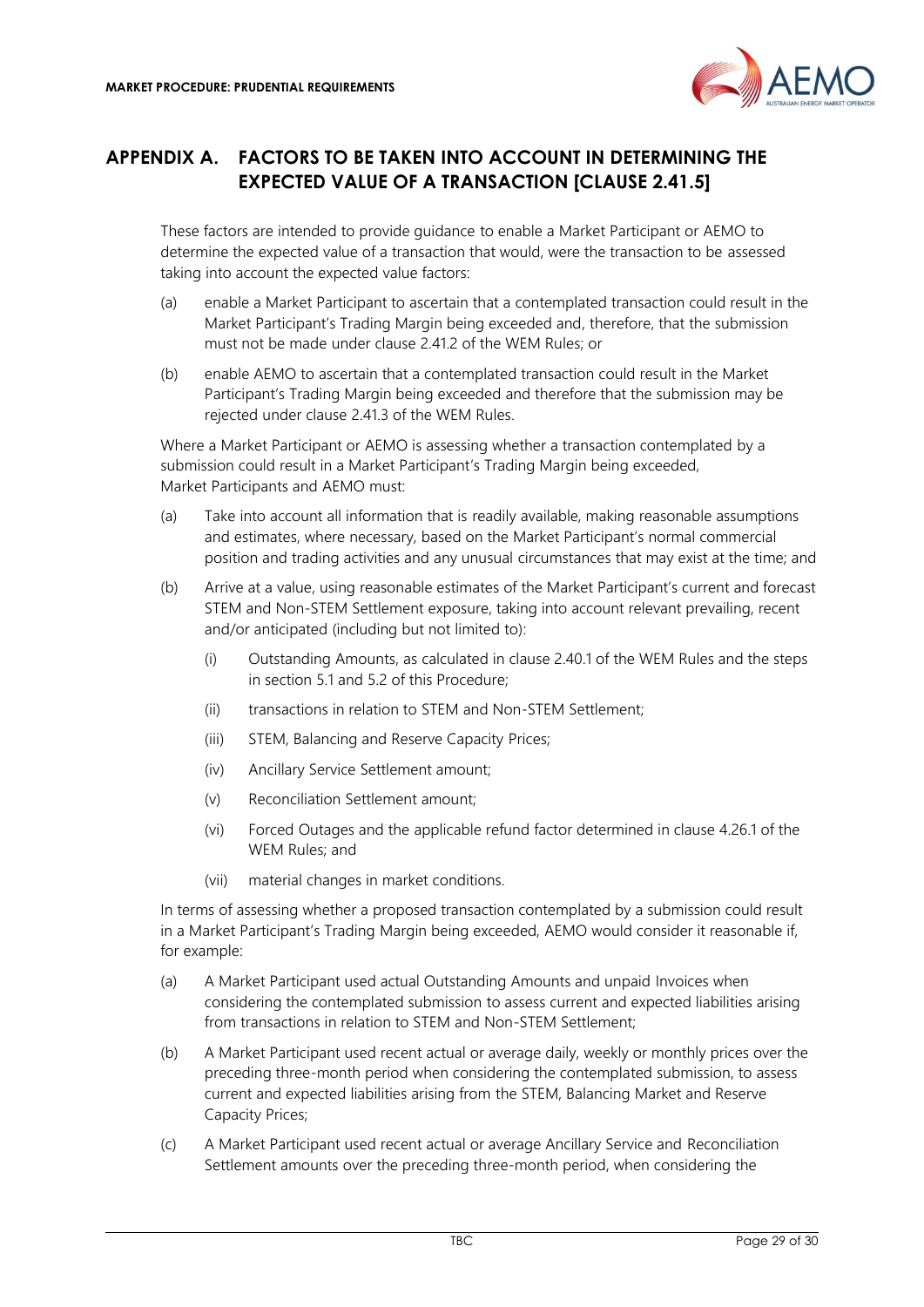# APPENDIX A. FACTORS TO BE TAKEN INTO ACCOUNT IN DETERMINING THE EXPECTED VALUE OF A TRANSACTION [CLAUSE 2.41.5]

These factors are intended to provide guidance to enable a Market Participant or AEMO to determine the expected value of a transaction that would, were the transaction to be assessed taking into account the expected value factors:

(a) enable a Market Participant to ascertain that a contemplated transaction could result in the Market Participant's Trading Margin being exceeded and, therefore, that the submission must not be made under clause 2.41.2 of the WEM Rules; or

(b) enable AEMO to ascertain that a contemplated transaction could result in the Market Participant's Trading Margin being exceeded and therefore that the submission may be rejected under clause 2.41.3 of the WEM Rules.

Where a Market Participant or AEMO is assessing whether a transaction contemplated by a submission could result in a Market Participant's Trading Margin being exceeded, Market Participants and AEMO must:

(a) Take into account all information that is readily available, making reasonable assumptions and estimates, where necessary, based on the Market Participant's normal commercial position and trading activities and any unusual circumstances that may exist at the time; and

(b) Arrive at a value, using reasonable estimates of the Market Participant's current and forecast STEM and Non-STEM Settlement exposure, taking into account relevant prevailing, recent and/or anticipated (including but not limited to):

  (i) Outstanding Amounts, as calculated in clause 2.40.1 of the WEM Rules and the steps in section 5.1 and 5.2 of this Procedure;

  (ii) transactions in relation to STEM and Non-STEM Settlement;

  (iii) STEM, Balancing and Reserve Capacity Prices;

  (iv) Ancillary Service Settlement amount;

  (v) Reconciliation Settlement amount;

  (vi) Forced Outages and the applicable refund factor determined in clause 4.26.1 of the WEM Rules; and

  (vii) material changes in market conditions.

In terms of assessing whether a proposed transaction contemplated by a submission could result in a Market Participant's Trading Margin being exceeded, AEMO would consider it reasonable if, for example:

(a) A Market Participant used actual Outstanding Amounts and unpaid Invoices when considering the contemplated submission to assess current and expected liabilities arising from transactions in relation to STEM and Non-STEM Settlement;

(b) A Market Participant used recent actual or average daily, weekly or monthly prices over the preceding three-month period when considering the contemplated submission, to assess current and expected liabilities arising from the STEM, Balancing Market and Reserve Capacity Prices;

(c) A Market Participant used recent actual or average Ancillary Service and Reconciliation Settlement amounts over the preceding three-month period, when considering the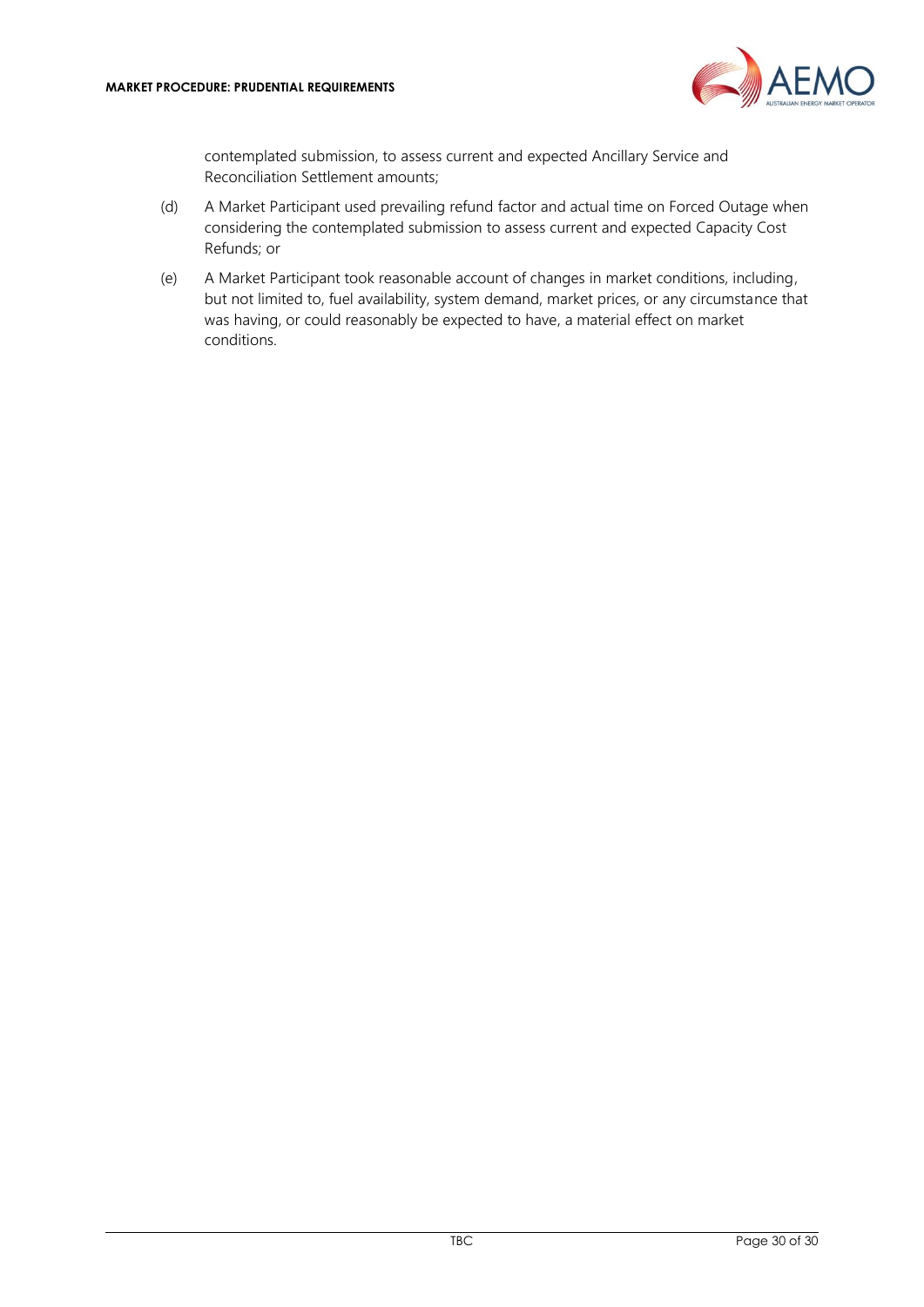contemplated submission, to assess current and expected Ancillary Service and Reconciliation Settlement amounts;

(d) A Market Participant used prevailing refund factor and actual time on Forced Outage when considering the contemplated submission to assess current and expected Capacity Cost Refunds; or

(e) A Market Participant took reasonable account of changes in market conditions, including, but not limited to, fuel availability, system demand, market prices, or any circumstance that was having, or could reasonably be expected to have, a material effect on market conditions.